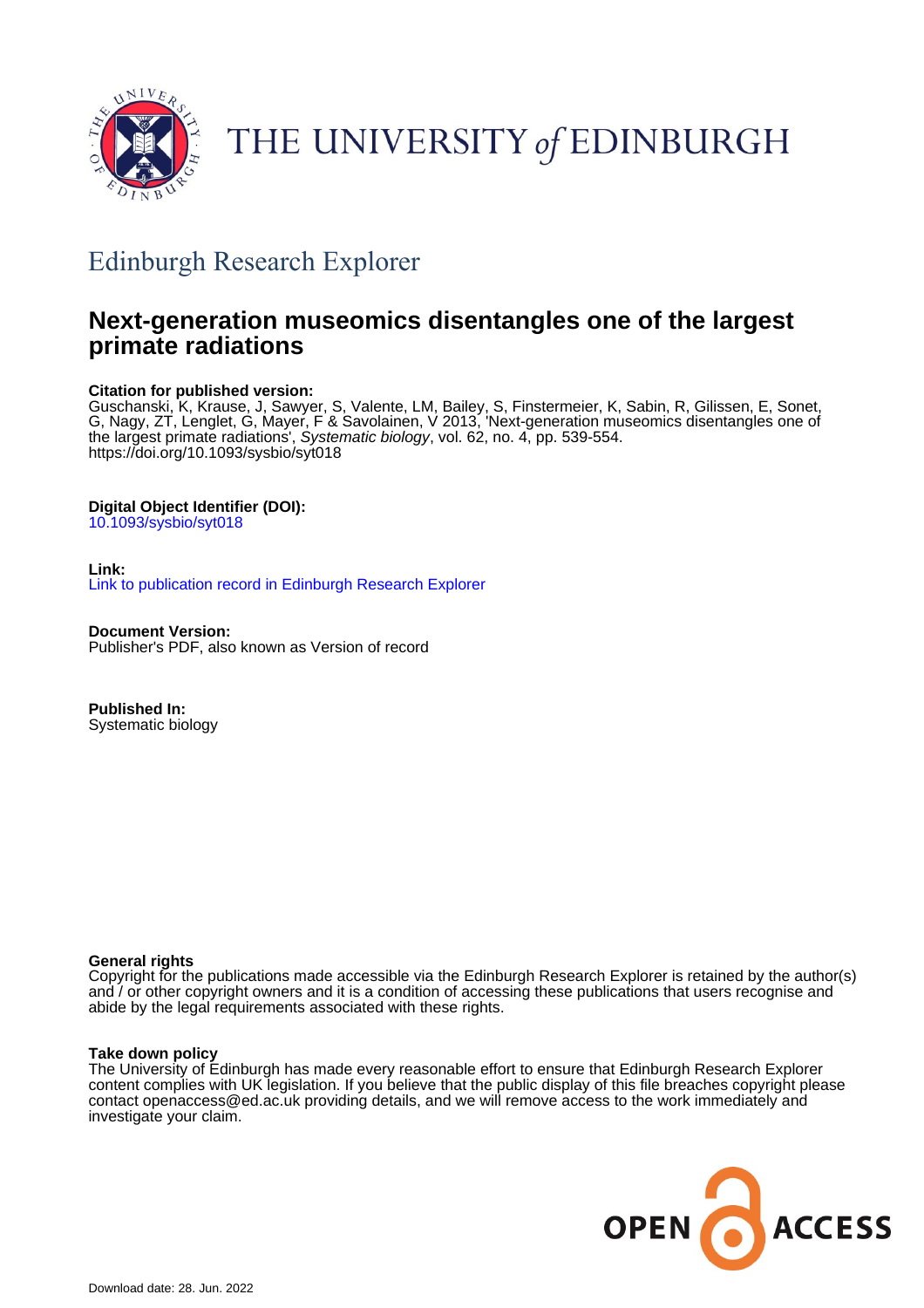# THE UNIVERSITY of EDINBURGH

## Edinburgh Research Explorer

# Next-generation museomics disentangles one of the largest primate radiations

**Citation for published version:**
Guschanski, K, Krause, J, Sawyer, S, Valente, LM, Bailey, S, Finstermeier, K, Sabin, R, Gilissen, E, Sonet, G, Nagy, ZT, Lenglet, G, Mayer, F & Savolainen, V 2013, 'Next-generation museomics disentangles one of the largest primate radiations', *Systematic biology*, vol. 62, no. 4, pp. 539-554.
https://doi.org/10.1093/sysbio/syt018

**Digital Object Identifier (DOI):**
10.1093/sysbio/syt018

**Link:**
Link to publication record in Edinburgh Research Explorer

**Document Version:**
Publisher's PDF, also known as Version of record

**Published In:**
Systematic biology

**General rights**
Copyright for the publications made accessible via the Edinburgh Research Explorer is retained by the author(s) and / or other copyright owners and it is a condition of accessing these publications that users recognise and abide by the legal requirements associated with these rights.

**Take down policy**
The University of Edinburgh has made every reasonable effort to ensure that Edinburgh Research Explorer content complies with UK legislation. If you believe that the public display of this file breaches copyright please contact openaccess@ed.ac.uk providing details, and we will remove access to the work immediately and investigate your claim.

OPEN ACCESS

Download date: 28. Jun. 2022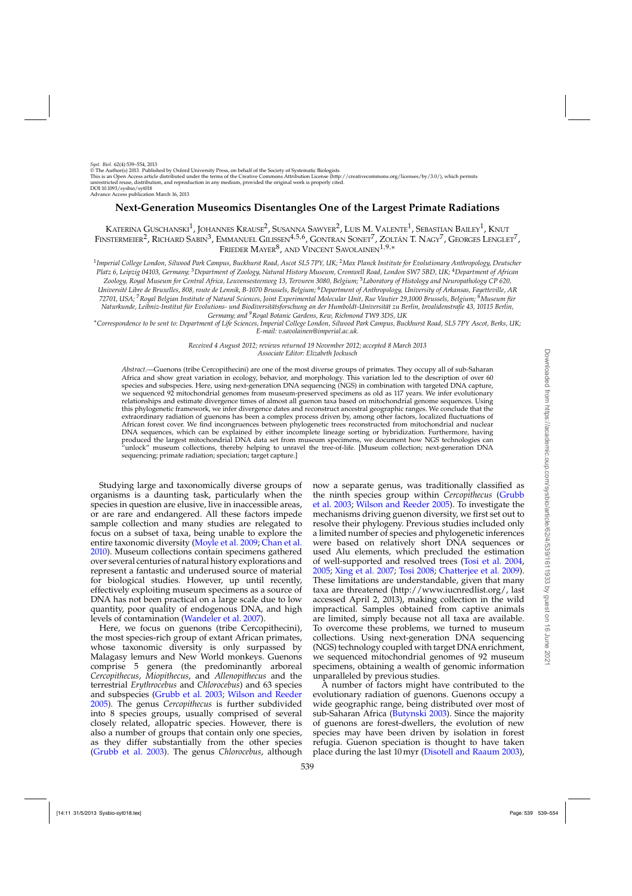Syst. Biol. 62(4):539–554, 2013
© The Author(s) 2013. Published by Oxford University Press, on behalf of the Society of Systematic Biologists.
This is an Open Access article distributed under the terms of the Creative Commons Attribution License (http://creativecommons.org/licenses/by/3.0/), which permits unrestricted reuse, distribution, and reproduction in any medium, provided the original work is properly cited.
DOI:10.1093/sysbio/syt018
Advance Access publication March 16, 2013

# Next-Generation Museomics Disentangles One of the Largest Primate Radiations

Katerina Guschanski[1], Johannes Krause[2], Susanna Sawyer[2], Luis M. Valente[1], Sebastian Bailey[1], Knut Finstermeier[2], Richard Sabin[3], Emmanuel Gilissen[4,5,6], Gontran Sonet[7], Zoltán T. Nagy[7], Georges Lenglet[7], Frieder Mayer[8], and Vincent Savolainen[1,9,*]

[1]*Imperial College London, Silwood Park Campus, Buckhurst Road, Ascot SL5 7PY, UK;* [2]*Max Planck Institute for Evolutionary Anthropology, Deutscher Platz 6, Leipzig 04103, Germany;* [3]*Department of Zoology, Natural History Museum, Cromwell Road, London SW7 5BD, UK;* [4]*Department of African Zoology, Royal Museum for Central Africa, Leuvensesteenweg 13, Tervuren 3080, Belgium;* [5]*Laboratory of Histology and Neuropathology CP 620, Université Libre de Bruxelles, 808, route de Lennik, B-1070 Brussels, Belgium;* [6]*Department of Anthropology, University of Arkansas, Fayetteville, AR 72701, USA;* [7]*Royal Belgian Institute of Natural Sciences, Joint Experimental Molecular Unit, Rue Vautier 29,1000 Brussels, Belgium;* [8]*Museum für Naturkunde, Leibniz-Institut für Evolutions- und Biodiversitätsforschung an der Humboldt-Universität zu Berlin, Invalidenstraße 43, 10115 Berlin, Germany; and* [9]*Royal Botanic Gardens, Kew, Richmond TW9 3DS, UK*

[*]*Correspondence to be sent to: Department of Life Sciences, Imperial College London, Silwood Park Campus, Buckhurst Road, SL5 7PY Ascot, Berks, UK; E-mail: v.savolainen@imperial.ac.uk.*

*Received 4 August 2012; reviews returned 19 November 2012; accepted 8 March 2013*
*Associate Editor: Elizabeth Jockusch*

*Abstract*.—Guenons (tribe Cercopithecini) are one of the most diverse groups of primates. They occupy all of sub-Saharan Africa and show great variation in ecology, behavior, and morphology. This variation led to the description of over 60 species and subspecies. Here, using next-generation DNA sequencing (NGS) in combination with targeted DNA capture, we sequenced 92 mitochondrial genomes from museum-preserved specimens as old as 117 years. We infer evolutionary relationships and estimate divergence times of almost all guenon taxa based on mitochondrial genome sequences. Using this phylogenetic framework, we infer divergence dates and reconstruct ancestral geographic ranges. We conclude that the extraordinary radiation of guenons has been a complex process driven by, among other factors, localized fluctuations of African forest cover. We find incongruences between phylogenetic trees reconstructed from mitochondrial and nuclear DNA sequences, which can be explained by either incomplete lineage sorting or hybridization. Furthermore, having produced the largest mitochondrial DNA data set from museum specimens, we document how NGS technologies can "unlock" museum collections, thereby helping to unravel the tree-of-life. [Museum collection; next-generation DNA sequencing; primate radiation; speciation; target capture.]

Studying large and taxonomically diverse groups of organisms is a daunting task, particularly when the species in question are elusive, live in inaccessible areas, or are rare and endangered. All these factors impede sample collection and many studies are relegated to focus on a subset of taxa, being unable to explore the entire taxonomic diversity (Moyle et al. 2009; Chan et al. 2010). Museum collections contain specimens gathered over several centuries of natural history explorations and represent a fantastic and underused source of material for biological studies. However, up until recently, effectively exploiting museum specimens as a source of DNA has not been practical on a large scale due to low quantity, poor quality of endogenous DNA, and high levels of contamination (Wandeler et al. 2007).

Here, we focus on guenons (tribe Cercopithecini), the most species-rich group of extant African primates, whose taxonomic diversity is only surpassed by Malagasy lemurs and New World monkeys. Guenons comprise 5 genera (the predominantly arboreal *Cercopithecus*, *Miopithecus*, and *Allenopithecus* and the terrestrial *Erythrocebus* and *Chlorocebus*) and 63 species and subspecies (Grubb et al. 2003; Wilson and Reeder 2005). The genus *Cercopithecus* is further subdivided into 8 species groups, usually comprised of several closely related, allopatric species. However, there is also a number of groups that contain only one species, as they differ substantially from the other species (Grubb et al. 2003). The genus *Chlorocebus*, although now a separate genus, was traditionally classified as the ninth species group within *Cercopithecus* (Grubb et al. 2003; Wilson and Reeder 2005). To investigate the mechanisms driving guenon diversity, we first set out to resolve their phylogeny. Previous studies included only a limited number of species and phylogenetic inferences were based on relatively short DNA sequences or used Alu elements, which precluded the estimation of well-supported and resolved trees (Tosi et al. 2004, 2005; Xing et al. 2007; Tosi 2008; Chatterjee et al. 2009). These limitations are understandable, given that many taxa are threatened (http://www.iucnredlist.org/, last accessed April 2, 2013), making collection in the wild impractical. Samples obtained from captive animals are limited, simply because not all taxa are available. To overcome these problems, we turned to museum collections. Using next-generation DNA sequencing (NGS) technology coupled with target DNA enrichment, we sequenced mitochondrial genomes of 92 museum specimens, obtaining a wealth of genomic information unparalleled by previous studies.

A number of factors might have contributed to the evolutionary radiation of guenons. Guenons occupy a wide geographic range, being distributed over most of sub-Saharan Africa (Butynski 2003). Since the majority of guenons are forest-dwellers, the evolution of new species may have been driven by isolation in forest refugia. Guenon speciation is thought to have taken place during the last 10 myr (Disotell and Raaum 2003),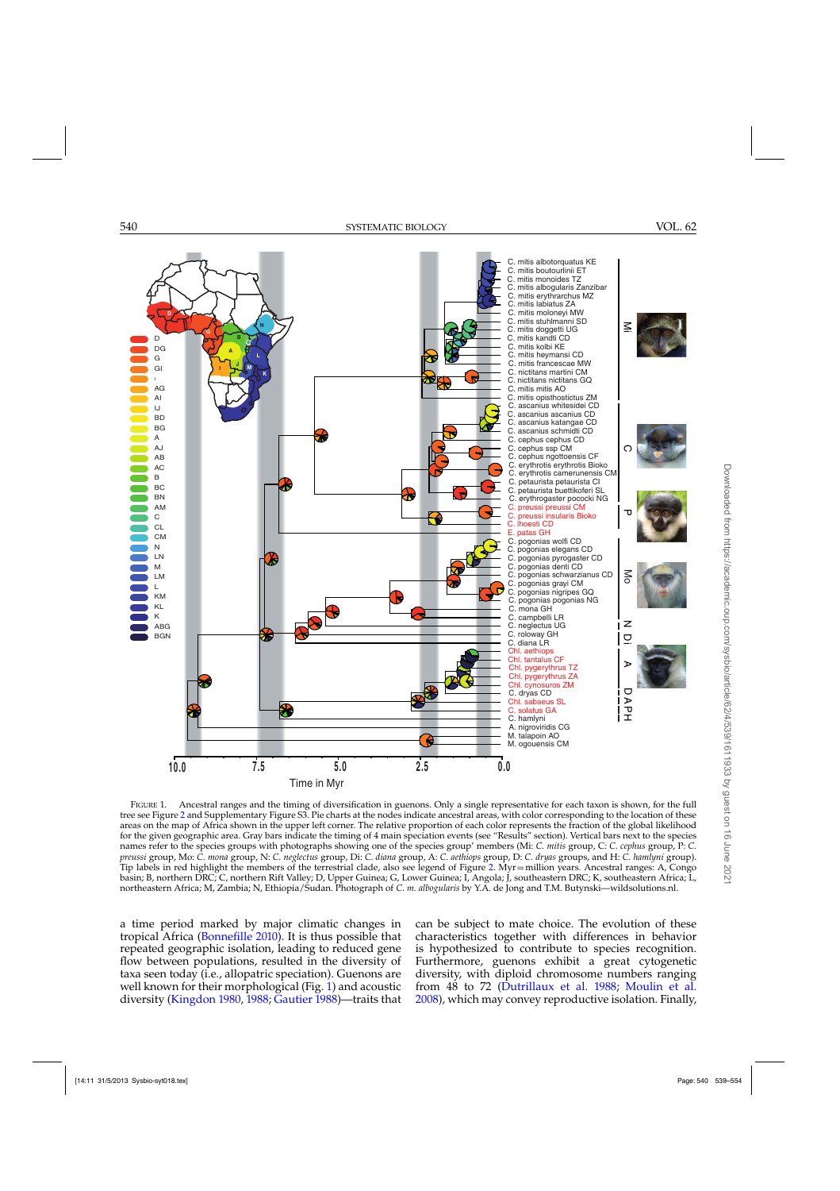FIGURE 1. Ancestral ranges and the timing of diversification in guenons. Only a single representative for each taxon is shown, for the full tree see Figure 2 and Supplementary Figure S3. Pie charts at the nodes indicate ancestral areas, with color corresponding to the location of these areas on the map of Africa shown in the upper left corner. The relative proportion of each color represents the fraction of the global likelihood for the given geographic area. Gray bars indicate the timing of 4 main speciation events (see "Results" section). Vertical bars next to the species names refer to the species groups with photographs showing one of the species group' members (Mi: *C. mitis* group, C: *C. cephus* group, P: *C. preussi* group, Mo: *C. mona* group, N: *C. neglectus* group, Di: *C. diana* group, A: *C. aethiops* group, D: *C. dryas* groups, and H: *C. hamlyni* group). Tip labels in red highlight the members of the terrestrial clade, also see legend of Figure 2. Myr = million years. Ancestral ranges: A, Congo basin; B, northern DRC; C, northern Rift Valley; D, Upper Guinea; G, Lower Guinea; I, Angola; J, southeastern DRC; K, southeastern Africa; L, northeastern Africa; M, Zambia; N, Ethiopia/Sudan. Photograph of *C. m. albogularis* by Y.A. de Jong and T.M. Butynski—wildsolutions.nl.

a time period marked by major climatic changes in tropical Africa (Bonnefille 2010). It is thus possible that repeated geographic isolation, leading to reduced gene flow between populations, resulted in the diversity of taxa seen today (i.e., allopatric speciation). Guenons are well known for their morphological (Fig. 1) and acoustic diversity (Kingdon 1980, 1988; Gautier 1988)—traits that can be subject to mate choice. The evolution of these characteristics together with differences in behavior is hypothesized to contribute to species recognition. Furthermore, guenons exhibit a great cytogenetic diversity, with diploid chromosome numbers ranging from 48 to 72 (Dutrillaux et al. 1988; Moulin et al. 2008), which may convey reproductive isolation. Finally,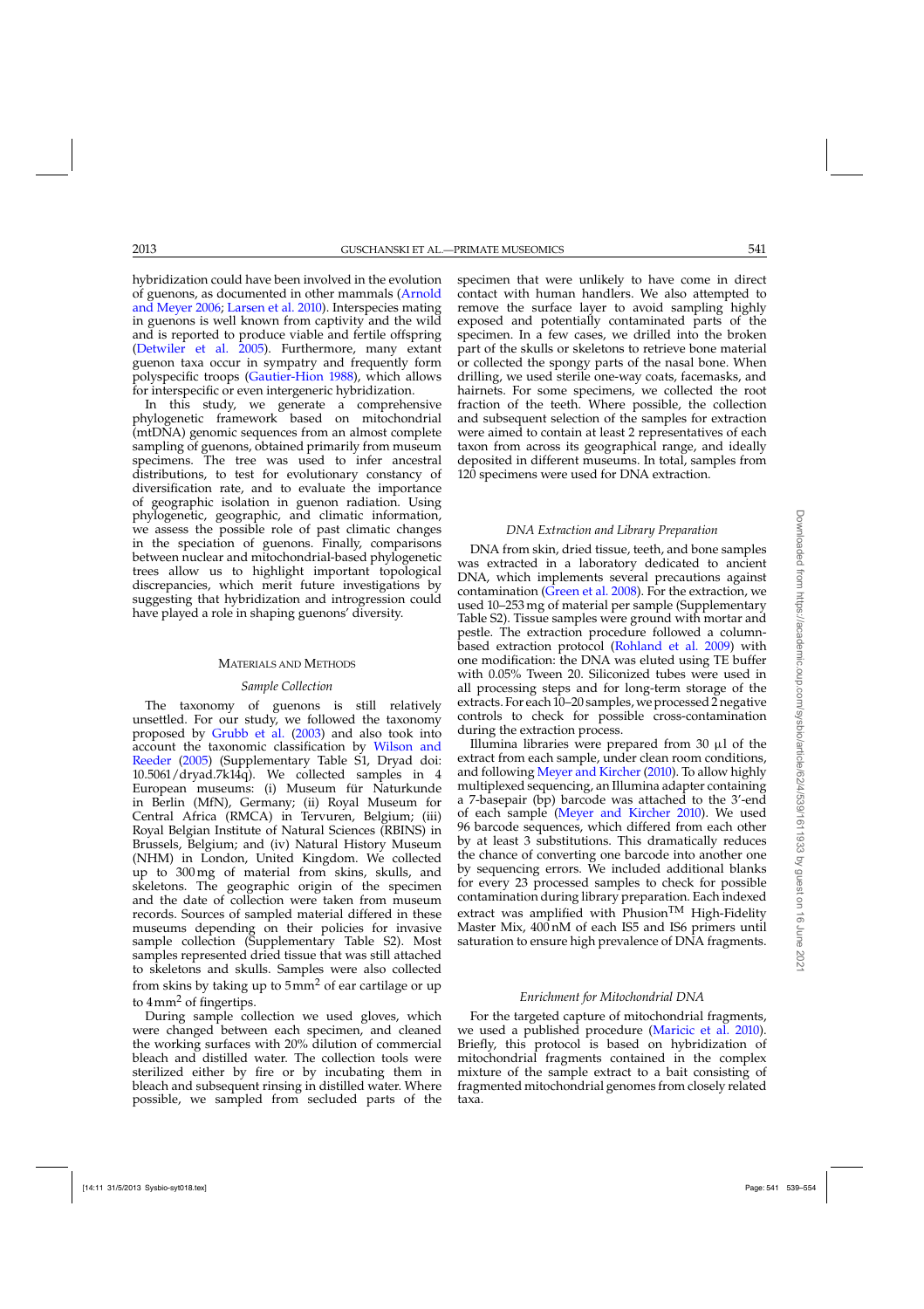hybridization could have been involved in the evolution of guenons, as documented in other mammals (Arnold and Meyer 2006; Larsen et al. 2010). Interspecies mating in guenons is well known from captivity and the wild and is reported to produce viable and fertile offspring (Detwiler et al. 2005). Furthermore, many extant guenon taxa occur in sympatry and frequently form polyspecific troops (Gautier-Hion 1988), which allows for interspecific or even intergeneric hybridization.

In this study, we generate a comprehensive phylogenetic framework based on mitochondrial (mtDNA) genomic sequences from an almost complete sampling of guenons, obtained primarily from museum specimens. The tree was used to infer ancestral distributions, to test for evolutionary constancy of diversification rate, and to evaluate the importance of geographic isolation in guenon radiation. Using phylogenetic, geographic, and climatic information, we assess the possible role of past climatic changes in the speciation of guenons. Finally, comparisons between nuclear and mitochondrial-based phylogenetic trees allow us to highlight important topological discrepancies, which merit future investigations by suggesting that hybridization and introgression could have played a role in shaping guenons' diversity.

## Materials and Methods

### *Sample Collection*

The taxonomy of guenons is still relatively unsettled. For our study, we followed the taxonomy proposed by Grubb et al. (2003) and also took into account the taxonomic classification by Wilson and Reeder (2005) (Supplementary Table S1, Dryad doi: 10.5061/dryad.7k14q). We collected samples in 4 European museums: (i) Museum für Naturkunde in Berlin (MfN), Germany; (ii) Royal Museum for Central Africa (RMCA) in Tervuren, Belgium; (iii) Royal Belgian Institute of Natural Sciences (RBINS) in Brussels, Belgium; and (iv) Natural History Museum (NHM) in London, United Kingdom. We collected up to 300 mg of material from skins, skulls, and skeletons. The geographic origin of the specimen and the date of collection were taken from museum records. Sources of sampled material differed in these museums depending on their policies for invasive sample collection (Supplementary Table S2). Most samples represented dried tissue that was still attached to skeletons and skulls. Samples were also collected from skins by taking up to 5 $mm^2$ of ear cartilage or up to 4 $mm^2$ of fingertips.

During sample collection we used gloves, which were changed between each specimen, and cleaned the working surfaces with 20% dilution of commercial bleach and distilled water. The collection tools were sterilized either by fire or by incubating them in bleach and subsequent rinsing in distilled water. Where possible, we sampled from secluded parts of the specimen that were unlikely to have come in direct contact with human handlers. We also attempted to remove the surface layer to avoid sampling highly exposed and potentially contaminated parts of the specimen. In a few cases, we drilled into the broken part of the skulls or skeletons to retrieve bone material or collected the spongy parts of the nasal bone. When drilling, we used sterile one-way coats, facemasks, and hairnets. For some specimens, we collected the root fraction of the teeth. Where possible, the collection and subsequent selection of the samples for extraction were aimed to contain at least 2 representatives of each taxon from across its geographical range, and ideally deposited in different museums. In total, samples from 120 specimens were used for DNA extraction.

### *DNA Extraction and Library Preparation*

DNA from skin, dried tissue, teeth, and bone samples was extracted in a laboratory dedicated to ancient DNA, which implements several precautions against contamination (Green et al. 2008). For the extraction, we used 10–253 mg of material per sample (Supplementary Table S2). Tissue samples were ground with mortar and pestle. The extraction procedure followed a column-based extraction protocol (Rohland et al. 2009) with one modification: the DNA was eluted using TE buffer with 0.05% Tween 20. Siliconized tubes were used in all processing steps and for long-term storage of the extracts. For each 10–20 samples, we processed 2 negative controls to check for possible cross-contamination during the extraction process.

Illumina libraries were prepared from 30 μl of the extract from each sample, under clean room conditions, and following Meyer and Kircher (2010). To allow highly multiplexed sequencing, an Illumina adapter containing a 7-basepair (bp) barcode was attached to the 3′-end of each sample (Meyer and Kircher 2010). We used 96 barcode sequences, which differed from each other by at least 3 substitutions. This dramatically reduces the chance of converting one barcode into another one by sequencing errors. We included additional blanks for every 23 processed samples to check for possible contamination during library preparation. Each indexed extract was amplified with Phusion™ High-Fidelity Master Mix, 400 nM of each IS5 and IS6 primers until saturation to ensure high prevalence of DNA fragments.

### *Enrichment for Mitochondrial DNA*

For the targeted capture of mitochondrial fragments, we used a published procedure (Maricic et al. 2010). Briefly, this protocol is based on hybridization of mitochondrial fragments contained in the complex mixture of the sample extract to a bait consisting of fragmented mitochondrial genomes from closely related taxa.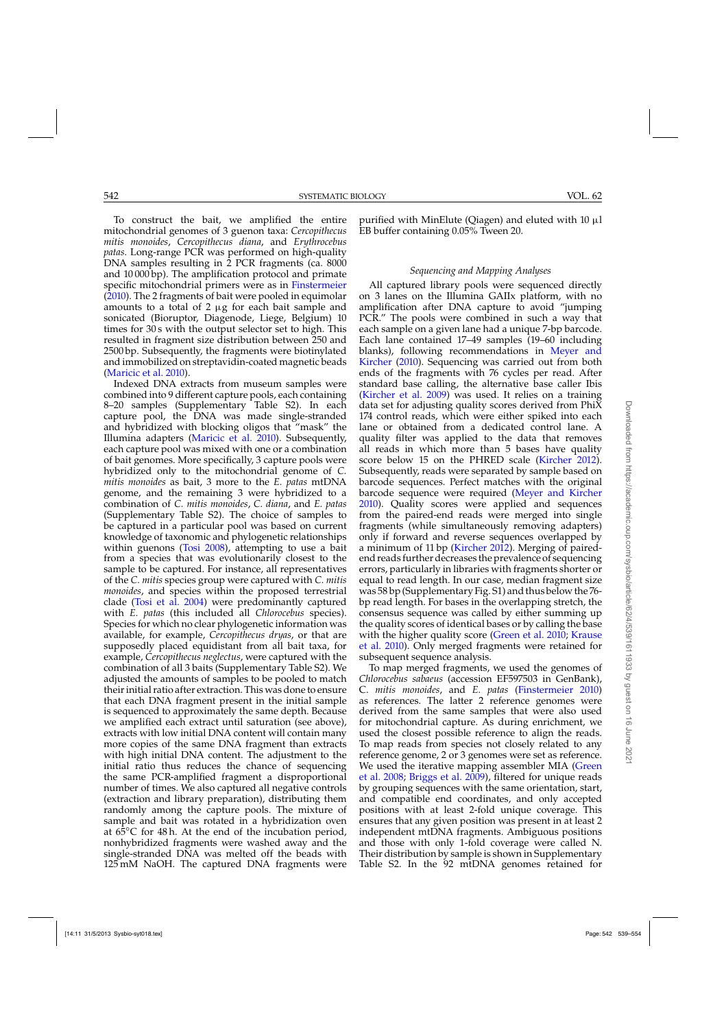To construct the bait, we amplified the entire mitochondrial genomes of 3 guenon taxa: *Cercopithecus mitis monoides*, *Cercopithecus diana*, and *Erythrocebus patas*. Long-range PCR was performed on high-quality DNA samples resulting in 2 PCR fragments (ca. 8000 and 10 000 bp). The amplification protocol and primate specific mitochondrial primers were as in Finstermeier (2010). The 2 fragments of bait were pooled in equimolar amounts to a total of 2 μg for each bait sample and sonicated (Bioruptor, Diagenode, Liege, Belgium) 10 times for 30 s with the output selector set to high. This resulted in fragment size distribution between 250 and 2500 bp. Subsequently, the fragments were biotinylated and immobilized on streptavidin-coated magnetic beads (Maricic et al. 2010).

Indexed DNA extracts from museum samples were combined into 9 different capture pools, each containing 8–20 samples (Supplementary Table S2). In each capture pool, the DNA was made single-stranded and hybridized with blocking oligos that "mask" the Illumina adapters (Maricic et al. 2010). Subsequently, each capture pool was mixed with one or a combination of bait genomes. More specifically, 3 capture pools were hybridized only to the mitochondrial genome of *C. mitis monoides*, 3 more to the *E. patas* mtDNA genome, and the remaining 3 were hybridized to a combination of *C. mitis monoides*, *C. diana*, and *E. patas* (Supplementary Table S2). The choice of samples to be captured in a particular pool was based on current knowledge of taxonomic and phylogenetic relationships within guenons (Tosi 2008), attempting to use a bait from a species that was evolutionarily closest to the sample to be captured. For instance, all representatives of the *C. mitis* species group were captured with *C. mitis monoides*, and species within the proposed terrestrial clade (Tosi et al. 2004) were predominantly captured with *E. patas* (this included all *Chlorocebus* species). Species for which no clear phylogenetic information was available, for example, *Cercopithecus dryas*, or that are supposedly placed equidistant from all bait taxa, for example, *Cercopithecus neglectus*, were captured with the combination of all 3 baits (Supplementary Table S2). We adjusted the amounts of samples to be pooled to match their initial ratio after extraction. This was done to ensure that each DNA fragment present in the initial sample is sequenced to approximately the same depth. Because we amplified each extract until saturation (see above), extracts with low initial DNA content will contain many more copies of the same DNA fragment than extracts with high initial DNA content. The adjustment to the initial ratio thus reduces the chance of sequencing the same PCR-amplified fragment a disproportional number of times. We also captured all negative controls (extraction and library preparation), distributing them randomly among the capture pools. The mixture of sample and bait was rotated in a hybridization oven at 65°C for 48 h. At the end of the incubation period, nonhybridized fragments were washed away and the single-stranded DNA was melted off the beads with 125 mM NaOH. The captured DNA fragments were purified with MinElute (Qiagen) and eluted with 10 μl EB buffer containing 0.05% Tween 20.

### *Sequencing and Mapping Analyses*

All captured library pools were sequenced directly on 3 lanes on the Illumina GAIIx platform, with no amplification after DNA capture to avoid "jumping PCR." The pools were combined in such a way that each sample on a given lane had a unique 7-bp barcode. Each lane contained 17–49 samples (19–60 including blanks), following recommendations in Meyer and Kircher (2010). Sequencing was carried out from both ends of the fragments with 76 cycles per read. After standard base calling, the alternative base caller Ibis (Kircher et al. 2009) was used. It relies on a training data set for adjusting quality scores derived from PhiX 174 control reads, which were either spiked into each lane or obtained from a dedicated control lane. A quality filter was applied to the data that removes all reads in which more than 5 bases have quality score below 15 on the PHRED scale (Kircher 2012). Subsequently, reads were separated by sample based on barcode sequences. Perfect matches with the original barcode sequence were required (Meyer and Kircher 2010). Quality scores were applied and sequences from the paired-end reads were merged into single fragments (while simultaneously removing adapters) only if forward and reverse sequences overlapped by a minimum of 11 bp (Kircher 2012). Merging of paired-end reads further decreases the prevalence of sequencing errors, particularly in libraries with fragments shorter or equal to read length. In our case, median fragment size was 58 bp (Supplementary Fig. S1) and thus below the 76-bp read length. For bases in the overlapping stretch, the consensus sequence was called by either summing up the quality scores of identical bases or by calling the base with the higher quality score (Green et al. 2010; Krause et al. 2010). Only merged fragments were retained for subsequent sequence analysis.

To map merged fragments, we used the genomes of *Chlorocebus sabaeus* (accession EF597503 in GenBank), *C. mitis monoides*, and *E. patas* (Finstermeier 2010) as references. The latter 2 reference genomes were derived from the same samples that were also used for mitochondrial capture. As during enrichment, we used the closest possible reference to align the reads. To map reads from species not closely related to any reference genome, 2 or 3 genomes were set as reference. We used the iterative mapping assembler MIA (Green et al. 2008; Briggs et al. 2009), filtered for unique reads by grouping sequences with the same orientation, start, and compatible end coordinates, and only accepted positions with at least 2-fold unique coverage. This ensures that any given position was present in at least 2 independent mtDNA fragments. Ambiguous positions and those with only 1-fold coverage were called N. Their distribution by sample is shown in Supplementary Table S2. In the 92 mtDNA genomes retained for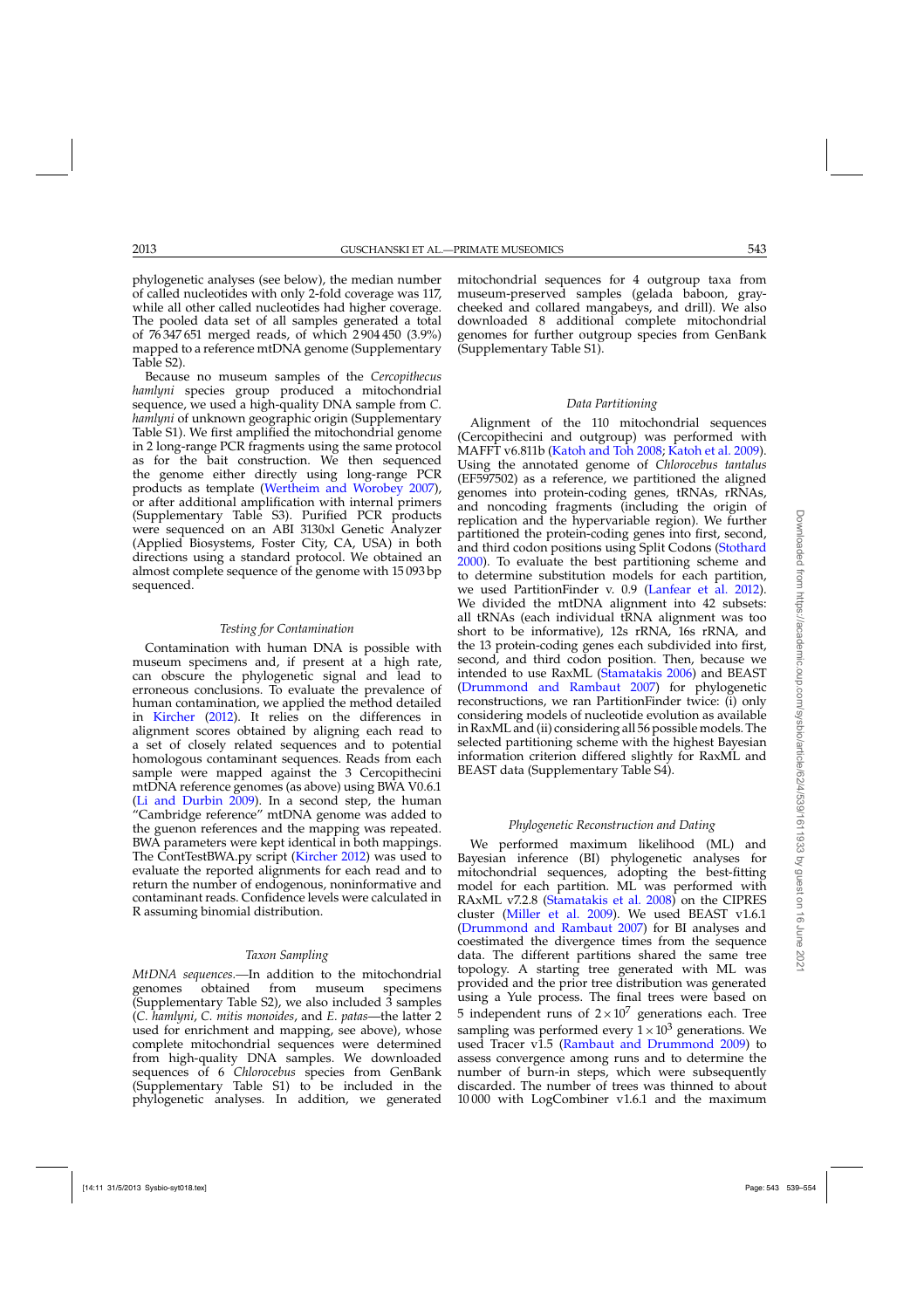phylogenetic analyses (see below), the median number of called nucleotides with only 2-fold coverage was 117, while all other called nucleotides had higher coverage. The pooled data set of all samples generated a total of 76 347 651 merged reads, of which 2 904 450 (3.9%) mapped to a reference mtDNA genome (Supplementary Table S2).

Because no museum samples of the *Cercopithecus hamlyni* species group produced a mitochondrial sequence, we used a high-quality DNA sample from *C. hamlyni* of unknown geographic origin (Supplementary Table S1). We first amplified the mitochondrial genome in 2 long-range PCR fragments using the same protocol as for the bait construction. We then sequenced the genome either directly using long-range PCR products as template (Wertheim and Worobey 2007), or after additional amplification with internal primers (Supplementary Table S3). Purified PCR products were sequenced on an ABI 3130xl Genetic Analyzer (Applied Biosystems, Foster City, CA, USA) in both directions using a standard protocol. We obtained an almost complete sequence of the genome with 15 093 bp sequenced.

### *Testing for Contamination*

Contamination with human DNA is possible with museum specimens and, if present at a high rate, can obscure the phylogenetic signal and lead to erroneous conclusions. To evaluate the prevalence of human contamination, we applied the method detailed in Kircher (2012). It relies on the differences in alignment scores obtained by aligning each read to a set of closely related sequences and to potential homologous contaminant sequences. Reads from each sample were mapped against the 3 Cercopithecini mtDNA reference genomes (as above) using BWA V0.6.1 (Li and Durbin 2009). In a second step, the human "Cambridge reference" mtDNA genome was added to the guenon references and the mapping was repeated. BWA parameters were kept identical in both mappings. The ContTestBWA.py script (Kircher 2012) was used to evaluate the reported alignments for each read and to return the number of endogenous, noninformative and contaminant reads. Confidence levels were calculated in R assuming binomial distribution.

### *Taxon Sampling*

*MtDNA sequences*.—In addition to the mitochondrial genomes obtained from museum specimens (Supplementary Table S2), we also included 3 samples (*C. hamlyni*, *C. mitis monoides*, and *E. patas*—the latter 2 used for enrichment and mapping, see above), whose complete mitochondrial sequences were determined from high-quality DNA samples. We downloaded sequences of 6 *Chlorocebus* species from GenBank (Supplementary Table S1) to be included in the phylogenetic analyses. In addition, we generated mitochondrial sequences for 4 outgroup taxa from museum-preserved samples (gelada baboon, gray-cheeked and collared mangabeys, and drill). We also downloaded 8 additional complete mitochondrial genomes for further outgroup species from GenBank (Supplementary Table S1).

### *Data Partitioning*

Alignment of the 110 mitochondrial sequences (Cercopithecini and outgroup) was performed with MAFFT v6.811b (Katoh and Toh 2008; Katoh et al. 2009). Using the annotated genome of *Chlorocebus tantalus* (EF597502) as a reference, we partitioned the aligned genomes into protein-coding genes, tRNAs, rRNAs, and noncoding fragments (including the origin of replication and the hypervariable region). We further partitioned the protein-coding genes into first, second, and third codon positions using Split Codons (Stothard 2000). To evaluate the best partitioning scheme and to determine substitution models for each partition, we used PartitionFinder v. 0.9 (Lanfear et al. 2012). We divided the mtDNA alignment into 42 subsets: all tRNAs (each individual tRNA alignment was too short to be informative), 12s rRNA, 16s rRNA, and the 13 protein-coding genes each subdivided into first, second, and third codon position. Then, because we intended to use RaxML (Stamatakis 2006) and BEAST (Drummond and Rambaut 2007) for phylogenetic reconstructions, we ran PartitionFinder twice: (i) only considering models of nucleotide evolution as available in RaxML and (ii) considering all 56 possible models. The selected partitioning scheme with the highest Bayesian information criterion differed slightly for RaxML and BEAST data (Supplementary Table S4).

### *Phylogenetic Reconstruction and Dating*

We performed maximum likelihood (ML) and Bayesian inference (BI) phylogenetic analyses for mitochondrial sequences, adopting the best-fitting model for each partition. ML was performed with RAxML v7.2.8 (Stamatakis et al. 2008) on the CIPRES cluster (Miller et al. 2009). We used BEAST v1.6.1 (Drummond and Rambaut 2007) for BI analyses and coestimated the divergence times from the sequence data. The different partitions shared the same tree topology. A starting tree generated with ML was provided and the prior tree distribution was generated using a Yule process. The final trees were based on 5 independent runs of $2 \times 10^7$ generations each. Tree sampling was performed every $1 \times 10^3$ generations. We used Tracer v1.5 (Rambaut and Drummond 2009) to assess convergence among runs and to determine the number of burn-in steps, which were subsequently discarded. The number of trees was thinned to about 10 000 with LogCombiner v1.6.1 and the maximum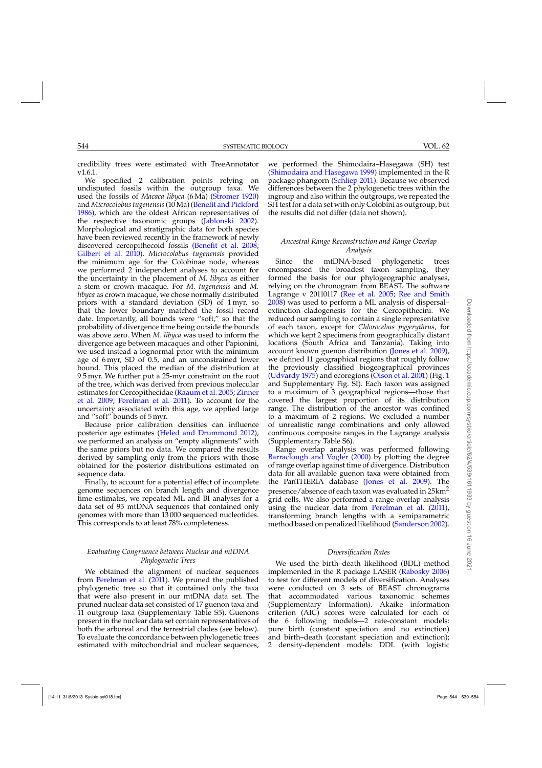credibility trees were estimated with TreeAnnotator v1.6.1.

We specified 2 calibration points relying on undisputed fossils within the outgroup taxa. We used the fossils of *Macaca libyca* (6 Ma) (Stromer 1920) and *Microcolobus tugenensis* (10 Ma) (Benefit and Pickford 1986), which are the oldest African representatives of the respective taxonomic groups (Jablonski 2002). Morphological and stratigraphic data for both species have been reviewed recently in the framework of newly discovered cercopithecoid fossils (Benefit et al. 2008; Gilbert et al. 2010). *Microcolobus tugenensis* provided the minimum age for the Colobinae node, whereas we performed 2 independent analyses to account for the uncertainty in the placement of *M. libyca* as either a stem or crown macaque. For *M. tugenensis* and *M. libyca* as crown macaque, we chose normally distributed priors with a standard deviation (SD) of 1 myr, so that the lower boundary matched the fossil record date. Importantly, all bounds were "soft," so that the probability of divergence time being outside the bounds was above zero. When *M. libyca* was used to inform the divergence age between macaques and other Papionini, we used instead a lognormal prior with the minimum age of 6 myr, SD of 0.5, and an unconstrained lower bound. This placed the median of the distribution at 9.5 myr. We further put a 25-myr constraint on the root of the tree, which was derived from previous molecular estimates for Cercopithecidae (Raaum et al. 2005; Zinner et al. 2009; Perelman et al. 2011). To account for the uncertainty associated with this age, we applied large and "soft" bounds of 5 myr.

Because prior calibration densities can influence posterior age estimates (Heled and Drummond 2012), we performed an analysis on "empty alignments" with the same priors but no data. We compared the results derived by sampling only from the priors with those obtained for the posterior distributions estimated on sequence data.

Finally, to account for a potential effect of incomplete genome sequences on branch length and divergence time estimates, we repeated ML and BI analyses for a data set of 95 mtDNA sequences that contained only genomes with more than 13 000 sequenced nucleotides. This corresponds to at least 78% completeness.

### *Evaluating Congruence between Nuclear and mtDNA Phylogenetic Trees*

We obtained the alignment of nuclear sequences from Perelman et al. (2011). We pruned the published phylogenetic tree so that it contained only the taxa that were also present in our mtDNA data set. The pruned nuclear data set consisted of 17 guenon taxa and 11 outgroup taxa (Supplementary Table S5). Guenons present in the nuclear data set contain representatives of both the arboreal and the terrestrial clades (see below). To evaluate the concordance between phylogenetic trees estimated with mitochondrial and nuclear sequences, we performed the Shimodaira–Hasegawa (SH) test (Shimodaira and Hasegawa 1999) implemented in the R package phangorn (Schliep 2011). Because we observed differences between the 2 phylogenetic trees within the ingroup and also within the outgroups, we repeated the SH test for a data set with only Colobini as outgroup, but the results did not differ (data not shown).

### *Ancestral Range Reconstruction and Range Overlap Analysis*

Since the mtDNA-based phylogenetic trees encompassed the broadest taxon sampling, they formed the basis for our phylogeographic analyses, relying on the chronogram from BEAST. The software Lagrange v 20110117 (Ree et al. 2005; Ree and Smith 2008) was used to perform a ML analysis of dispersal–extinction–cladogenesis for the Cercopithecini. We reduced our sampling to contain a single representative of each taxon, except for *Chlorocebus pygerythrus*, for which we kept 2 specimens from geographically distant locations (South Africa and Tanzania). Taking into account known guenon distribution (Jones et al. 2009), we defined 11 geographical regions that roughly follow the previously classified biogeographical provinces (Udvardy 1975) and ecoregions (Olson et al. 2001) (Fig. 1 and Supplementary Fig. SI). Each taxon was assigned to a maximum of 3 geographical regions—those that covered the largest proportion of its distribution range. The distribution of the ancestor was confined to a maximum of 2 regions. We excluded a number of unrealistic range combinations and only allowed continuous composite ranges in the Lagrange analysis (Supplementary Table S6).

Range overlap analysis was performed following Barraclough and Vogler (2000) by plotting the degree of range overlap against time of divergence. Distribution data for all available guenon taxa were obtained from the PanTHERIA database (Jones et al. 2009). The presence/absence of each taxon was evaluated in 25 km$^2$ grid cells. We also performed a range overlap analysis using the nuclear data from Perelman et al. (2011), transforming branch lengths with a semiparametric method based on penalized likelihood (Sanderson 2002).

### *Diversification Rates*

We used the birth–death likelihood (BDL) method implemented in the R package LASER (Rabosky 2006) to test for different models of diversification. Analyses were conducted on 3 sets of BEAST chronograms that accommodated various taxonomic schemes (Supplementary Information). Akaike information criterion (AIC) scores were calculated for each of the 6 following models—2 rate-constant models: pure birth (constant speciation and no extinction) and birth–death (constant speciation and extinction); 2 density-dependent models: DDL (with logistic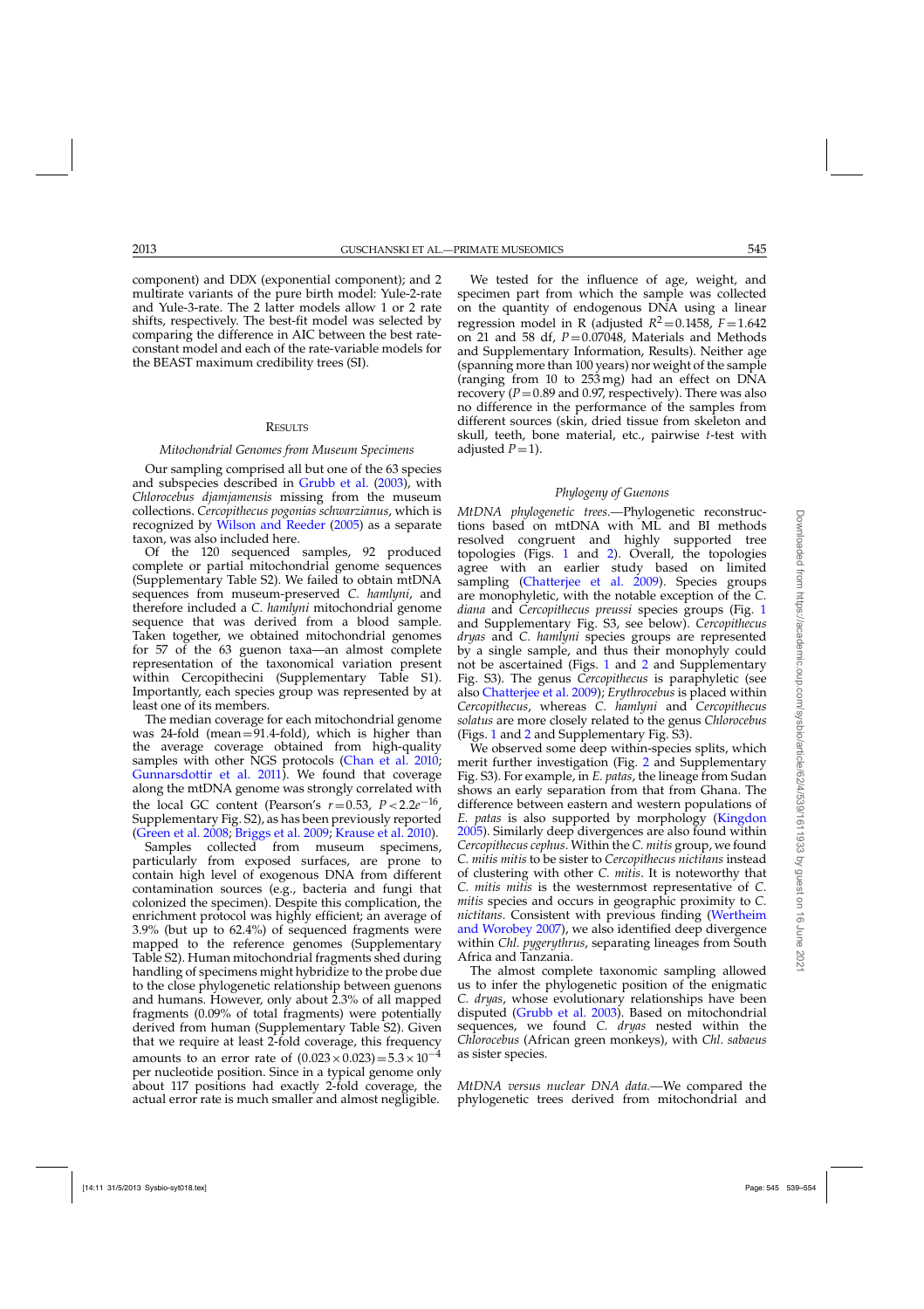component) and DDX (exponential component); and 2 multirate variants of the pure birth model: Yule-2-rate and Yule-3-rate. The 2 latter models allow 1 or 2 rate shifts, respectively. The best-fit model was selected by comparing the difference in AIC between the best rate-constant model and each of the rate-variable models for the BEAST maximum credibility trees (SI).

## Results

### *Mitochondrial Genomes from Museum Specimens*

Our sampling comprised all but one of the 63 species and subspecies described in Grubb et al. (2003), with *Chlorocebus djamjamensis* missing from the museum collections. *Cercopithecus pogonias schwarzianus*, which is recognized by Wilson and Reeder (2005) as a separate taxon, was also included here.

Of the 120 sequenced samples, 92 produced complete or partial mitochondrial genome sequences (Supplementary Table S2). We failed to obtain mtDNA sequences from museum-preserved *C. hamlyni*, and therefore included a *C. hamlyni* mitochondrial genome sequence that was derived from a blood sample. Taken together, we obtained mitochondrial genomes for 57 of the 63 guenon taxa—an almost complete representation of the taxonomical variation present within Cercopithecini (Supplementary Table S1). Importantly, each species group was represented by at least one of its members.

The median coverage for each mitochondrial genome was 24-fold (mean = 91.4-fold), which is higher than the average coverage obtained from high-quality samples with other NGS protocols (Chan et al. 2010; Gunnarsdottir et al. 2011). We found that coverage along the mtDNA genome was strongly correlated with the local GC content (Pearson's $r = 0.53$, $P < 2.2e^{-16}$, Supplementary Fig. S2), as has been previously reported (Green et al. 2008; Briggs et al. 2009; Krause et al. 2010).

Samples collected from museum specimens, particularly from exposed surfaces, are prone to contain high level of exogenous DNA from different contamination sources (e.g., bacteria and fungi that colonized the specimen). Despite this complication, the enrichment protocol was highly efficient; an average of 3.9% (but up to 62.4%) of sequenced fragments were mapped to the reference genomes (Supplementary Table S2). Human mitochondrial fragments shed during handling of specimens might hybridize to the probe due to the close phylogenetic relationship between guenons and humans. However, only about 2.3% of all mapped fragments (0.09% of total fragments) were potentially derived from human (Supplementary Table S2). Given that we require at least 2-fold coverage, this frequency amounts to an error rate of $(0.023 \times 0.023) = 5.3 \times 10^{-4}$ per nucleotide position. Since in a typical genome only about 117 positions had exactly 2-fold coverage, the actual error rate is much smaller and almost negligible.

We tested for the influence of age, weight, and specimen part from which the sample was collected on the quantity of endogenous DNA using a linear regression model in R (adjusted $R^2 = 0.1458$, $F = 1.642$ on 21 and 58 df, $P = 0.07048$, Materials and Methods and Supplementary Information, Results). Neither age (spanning more than 100 years) nor weight of the sample (ranging from 10 to 253 mg) had an effect on DNA recovery ($P = 0.89$ and 0.97, respectively). There was also no difference in the performance of the samples from different sources (skin, dried tissue from skeleton and skull, teeth, bone material, etc., pairwise *t*-test with adjusted $P = 1$).

### *Phylogeny of Guenons*

*MtDNA phylogenetic trees.*—Phylogenetic reconstructions based on mtDNA with ML and BI methods resolved congruent and highly supported tree topologies (Figs. 1 and 2). Overall, the topologies agree with an earlier study based on limited sampling (Chatterjee et al. 2009). Species groups are monophyletic, with the notable exception of the *C. diana* and *Cercopithecus preussi* species groups (Fig. 1 and Supplementary Fig. S3, see below). *Cercopithecus dryas* and *C. hamlyni* species groups are represented by a single sample, and thus their monophyly could not be ascertained (Figs. 1 and 2 and Supplementary Fig. S3). The genus *Cercopithecus* is paraphyletic (see also Chatterjee et al. 2009); *Erythrocebus* is placed within *Cercopithecus*, whereas *C. hamlyni* and *Cercopithecus solatus* are more closely related to the genus *Chlorocebus* (Figs. 1 and 2 and Supplementary Fig. S3).

We observed some deep within-species splits, which merit further investigation (Fig. 2 and Supplementary Fig. S3). For example, in *E. patas*, the lineage from Sudan shows an early separation from that from Ghana. The difference between eastern and western populations of *E. patas* is also supported by morphology (Kingdon 2005). Similarly deep divergences are also found within *Cercopithecus cephus*. Within the *C. mitis* group, we found *C. mitis mitis* to be sister to *Cercopithecus nictitans* instead of clustering with other *C. mitis*. It is noteworthy that *C. mitis mitis* is the westernmost representative of *C. mitis* species and occurs in geographic proximity to *C. nictitans*. Consistent with previous finding (Wertheim and Worobey 2007), we also identified deep divergence within *Chl. pygerythrus*, separating lineages from South Africa and Tanzania.

The almost complete taxonomic sampling allowed us to infer the phylogenetic position of the enigmatic *C. dryas*, whose evolutionary relationships have been disputed (Grubb et al. 2003). Based on mitochondrial sequences, we found *C. dryas* nested within the *Chlorocebus* (African green monkeys), with *Chl. sabaeus* as sister species.

*MtDNA versus nuclear DNA data.*—We compared the phylogenetic trees derived from mitochondrial and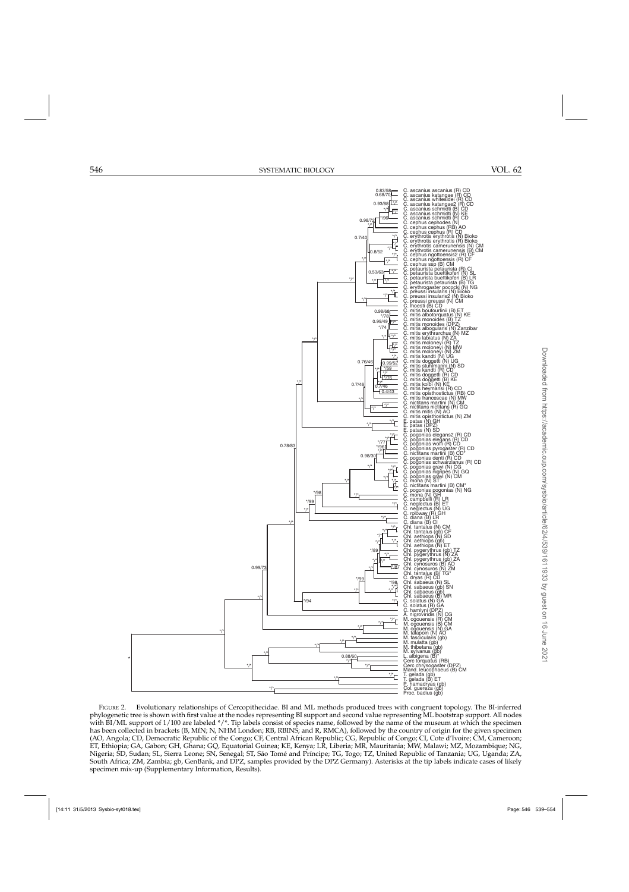FIGURE 2. Evolutionary relationships of Cercopithecidae. BI and ML methods produced trees with congruent topology. The BI-inferred phylogenetic tree is shown with first value at the nodes representing BI support and second value representing ML bootstrap support. All nodes with BI/ML support of 1/100 are labeled */*. Tip labels consist of species name, followed by the name of the museum at which the specimen has been collected in brackets (B, MfN; N, NHM London; RB, RBINS; and R, RMCA), followed by the country of origin for the given specimen (AO, Angola; CD, Democratic Republic of the Congo; CF, Central African Republic; CG, Republic of Congo; CI, Cote d'Ivoire; CM, Cameroon; ET, Ethiopia; GA, Gabon; GH, Ghana; GQ, Equatorial Guinea; KE, Kenya; LR, Liberia; MR, Mauritania; MW, Malawi; MZ, Mozambique; NG, Nigeria; SD, Sudan; SL, Sierra Leone; SN, Senegal; ST, São Tomé and Príncipe; TG, Togo; TZ, United Republic of Tanzania; UG, Uganda; ZA, South Africa; ZM, Zambia; gb, GenBank, and DPZ, samples provided by the DPZ Germany). Asterisks at the tip labels indicate cases of likely specimen mix-up (Supplementary Information, Results).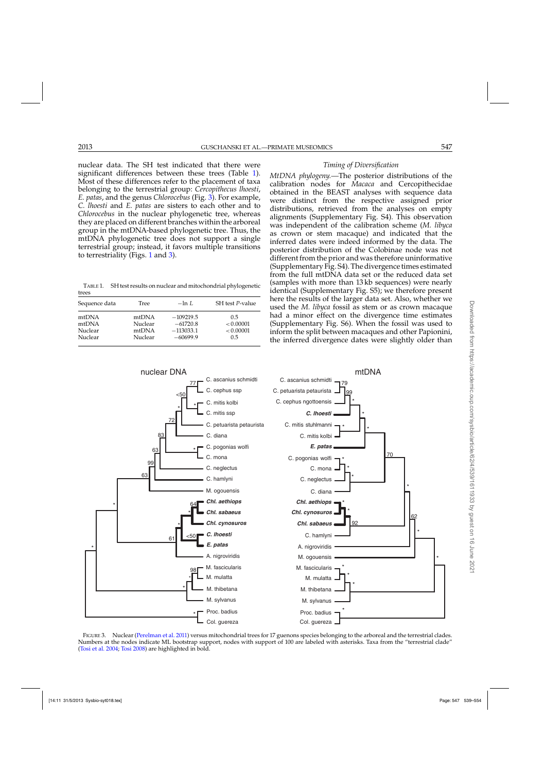nuclear data. The SH test indicated that there were significant differences between these trees (Table 1). Most of these differences refer to the placement of taxa belonging to the terrestrial group: *Cercopithecus lhoesti*, *E. patas*, and the genus *Chlorocebus* (Fig. 3). For example, *C. lhoesti* and *E. patas* are sisters to each other and to *Chlorocebus* in the nuclear phylogenetic tree, whereas they are placed on different branches within the arboreal group in the mtDNA-based phylogenetic tree. Thus, the mtDNA phylogenetic tree does not support a single terrestrial group; instead, it favors multiple transitions to terrestriality (Figs. 1 and 3).

TABLE 1. SH test results on nuclear and mitochondrial phylogenetic trees

| Sequence data | Tree | $-\ln L$ | SH test $P$-value |
|---|---|---|---|
| mtDNA | mtDNA | $-109219.5$ | 0.5 |
| mtDNA | Nuclear | $-61720.8$ | $<0.00001$ |
| Nuclear | mtDNA | $-113033.1$ | $<0.00001$ |
| Nuclear | Nuclear | $-60699.9$ | 0.5 |

## Timing of Diversification

*MtDNA phylogeny.*—The posterior distributions of the calibration nodes for *Macaca* and Cercopithecidae obtained in the BEAST analyses with sequence data were distinct from the respective assigned prior distributions, retrieved from the analyses on empty alignments (Supplementary Fig. S4). This observation was independent of the calibration scheme (*M. libyca* as crown or stem macaque) and indicated that the inferred dates were indeed informed by the data. The posterior distribution of the Colobinae node was not different from the prior and was therefore uninformative (Supplementary Fig. S4). The divergence times estimated from the full mtDNA data set or the reduced data set (samples with more than 13 kb sequences) were nearly identical (Supplementary Fig. S5); we therefore present here the results of the larger data set. Also, whether we used the *M. libyca* fossil as stem or as crown macaque had a minor effect on the divergence time estimates (Supplementary Fig. S6). When the fossil was used to inform the split between macaques and other Papionini, the inferred divergence dates were slightly older than

FIGURE 3. Nuclear (Perelman et al. 2011) versus mitochondrial trees for 17 guenons species belonging to the arboreal and the terrestrial clades. Numbers at the nodes indicate ML bootstrap support, nodes with support of 100 are labeled with asterisks. Taxa from the "terrestrial clade" (Tosi et al. 2004; Tosi 2008) are highlighted in bold.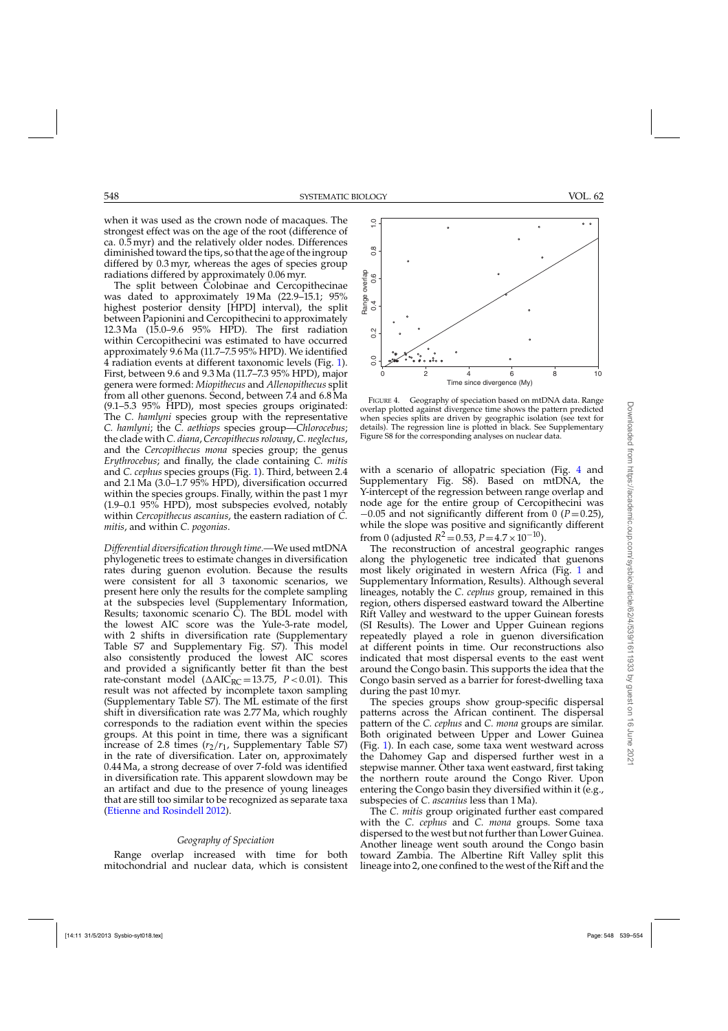when it was used as the crown node of macaques. The strongest effect was on the age of the root (difference of ca. 0.5 myr) and the relatively older nodes. Differences diminished toward the tips, so that the age of the ingroup differed by 0.3 myr, whereas the ages of species group radiations differed by approximately 0.06 myr.

The split between Colobinae and Cercopithecinae was dated to approximately 19 Ma (22.9–15.1; 95% highest posterior density [HPD] interval), the split between Papionini and Cercopithecini to approximately 12.3 Ma (15.0–9.6 95% HPD). The first radiation within Cercopithecini was estimated to have occurred approximately 9.6 Ma (11.7–7.5 95% HPD). We identified 4 radiation events at different taxonomic levels (Fig. 1). First, between 9.6 and 9.3 Ma (11.7–7.3 95% HPD), major genera were formed: *Miopithecus* and *Allenopithecus* split from all other guenons. Second, between 7.4 and 6.8 Ma (9.1–5.3 95% HPD), most species groups originated: The *C. hamlyni* species group with the representative *C. hamlyni*; the *C. aethiops* species group—*Chlorocebus*; the clade with *C. diana*, *Cercopithecus roloway*, *C. neglectus*, and the *Cercopithecus mona* species group; the genus *Erythrocebus*; and finally, the clade containing *C. mitis* and *C. cephus* species groups (Fig. 1). Third, between 2.4 and 2.1 Ma (3.0–1.7 95% HPD), diversification occurred within the species groups. Finally, within the past 1 myr (1.9–0.1 95% HPD), most subspecies evolved, notably within *Cercopithecus ascanius*, the eastern radiation of *C. mitis*, and within *C. pogonias*.

*Differential diversification through time*.—We used mtDNA phylogenetic trees to estimate changes in diversification rates during guenon evolution. Because the results were consistent for all 3 taxonomic scenarios, we present here only the results for the complete sampling at the subspecies level (Supplementary Information, Results; taxonomic scenario C). The BDL model with the lowest AIC score was the Yule-3-rate model, with 2 shifts in diversification rate (Supplementary Table S7 and Supplementary Fig. S7). This model also consistently produced the lowest AIC scores and provided a significantly better fit than the best rate-constant model ($\Delta AIC_{RC} = 13.75$, $P < 0.01$). This result was not affected by incomplete taxon sampling (Supplementary Table S7). The ML estimate of the first shift in diversification rate was 2.77 Ma, which roughly corresponds to the radiation event within the species groups. At this point in time, there was a significant increase of 2.8 times ($r_2/r_1$, Supplementary Table S7) in the rate of diversification. Later on, approximately 0.44 Ma, a strong decrease of over 7-fold was identified in diversification rate. This apparent slowdown may be an artifact and due to the presence of young lineages that are still too similar to be recognized as separate taxa (Etienne and Rosindell 2012).

### *Geography of Speciation*

Range overlap increased with time for both mitochondrial and nuclear data, which is consistent with a scenario of allopatric speciation (Fig. 4 and Supplementary Fig. S8). Based on mtDNA, the Y-intercept of the regression between range overlap and node age for the entire group of Cercopithecini was −0.05 and not significantly different from 0 ($P = 0.25$), while the slope was positive and significantly different from 0 (adjusted $R^2 = 0.53$, $P = 4.7 \times 10^{-10}$).

FIGURE 4. Geography of speciation based on mtDNA data. Range overlap plotted against divergence time shows the pattern predicted when species splits are driven by geographic isolation (see text for details). The regression line is plotted in black. See Supplementary Figure S8 for the corresponding analyses on nuclear data.

The reconstruction of ancestral geographic ranges along the phylogenetic tree indicated that guenons most likely originated in western Africa (Fig. 1 and Supplementary Information, Results). Although several lineages, notably the *C. cephus* group, remained in this region, others dispersed eastward toward the Albertine Rift Valley and westward to the upper Guinean forests (SI Results). The Lower and Upper Guinean regions repeatedly played a role in guenon diversification at different points in time. Our reconstructions also indicated that most dispersal events to the east went around the Congo basin. This supports the idea that the Congo basin served as a barrier for forest-dwelling taxa during the past 10 myr.

The species groups show group-specific dispersal patterns across the African continent. The dispersal pattern of the *C. cephus* and *C. mona* groups are similar. Both originated between Upper and Lower Guinea (Fig. 1). In each case, some taxa went westward across the Dahomey Gap and dispersed further west in a stepwise manner. Other taxa went eastward, first taking the northern route around the Congo River. Upon entering the Congo basin they diversified within it (e.g., subspecies of *C. ascanius* less than 1 Ma).

The *C. mitis* group originated further east compared with the *C. cephus* and *C. mona* groups. Some taxa dispersed to the west but not further than Lower Guinea. Another lineage went south around the Congo basin toward Zambia. The Albertine Rift Valley split this lineage into 2, one confined to the west of the Rift and the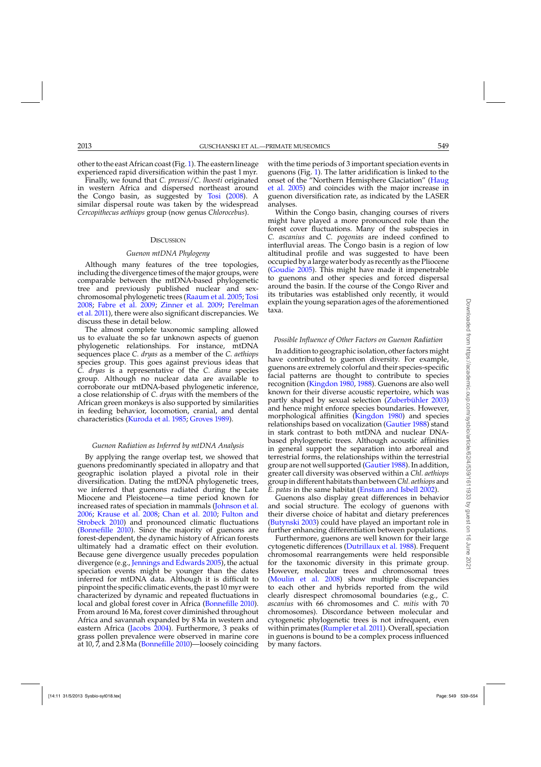other to the east African coast (Fig. 1). The eastern lineage experienced rapid diversification within the past 1 myr.

Finally, we found that *C. preussi*/*C. lhoesti* originated in western Africa and dispersed northeast around the Congo basin, as suggested by Tosi (2008). A similar dispersal route was taken by the widespread *Cercopithecus aethiops* group (now genus *Chlorocebus*).

## Discussion

### Guenon mtDNA Phylogeny

Although many features of the tree topologies, including the divergence times of the major groups, were comparable between the mtDNA-based phylogenetic tree and previously published nuclear and sex-chromosomal phylogenetic trees (Raaum et al. 2005; Tosi 2008; Fabre et al. 2009; Zinner et al. 2009; Perelman et al. 2011), there were also significant discrepancies. We discuss these in detail below.

The almost complete taxonomic sampling allowed us to evaluate the so far unknown aspects of guenon phylogenetic relationships. For instance, mtDNA sequences place *C. dryas* as a member of the *C. aethiops* species group. This goes against previous ideas that *C. dryas* is a representative of the *C. diana* species group. Although no nuclear data are available to corroborate our mtDNA-based phylogenetic inference, a close relationship of *C. dryas* with the members of the African green monkeys is also supported by similarities in feeding behavior, locomotion, cranial, and dental characteristics (Kuroda et al. 1985; Groves 1989).

### Guenon Radiation as Inferred by mtDNA Analysis

By applying the range overlap test, we showed that guenons predominantly speciated in allopatry and that geographic isolation played a pivotal role in their diversification. Dating the mtDNA phylogenetic trees, we inferred that guenons radiated during the Late Miocene and Pleistocene—a time period known for increased rates of speciation in mammals (Johnson et al. 2006; Krause et al. 2008; Chan et al. 2010; Fulton and Strobeck 2010) and pronounced climatic fluctuations (Bonnefille 2010). Since the majority of guenons are forest-dependent, the dynamic history of African forests ultimately had a dramatic effect on their evolution. Because gene divergence usually precedes population divergence (e.g., Jennings and Edwards 2005), the actual speciation events might be younger than the dates inferred for mtDNA data. Although it is difficult to pinpoint the specific climatic events, the past 10 myr were characterized by dynamic and repeated fluctuations in local and global forest cover in Africa (Bonnefille 2010). From around 16 Ma, forest cover diminished throughout Africa and savannah expanded by 8 Ma in western and eastern Africa (Jacobs 2004). Furthermore, 3 peaks of grass pollen prevalence were observed in marine core at 10, 7, and 2.8 Ma (Bonnefille 2010)—loosely coinciding with the time periods of 3 important speciation events in guenons (Fig. 1). The latter aridification is linked to the onset of the "Northern Hemisphere Glaciation" (Haug et al. 2005) and coincides with the major increase in guenon diversification rate, as indicated by the LASER analyses.

Within the Congo basin, changing courses of rivers might have played a more pronounced role than the forest cover fluctuations. Many of the subspecies in *C. ascanius* and *C. pogonias* are indeed confined to interfluvial areas. The Congo basin is a region of low altitudinal profile and was suggested to have been occupied by a large water body as recently as the Pliocene (Goudie 2005). This might have made it impenetrable to guenons and other species and forced dispersal around the basin. If the course of the Congo River and its tributaries was established only recently, it would explain the young separation ages of the aforementioned taxa.

### Possible Influence of Other Factors on Guenon Radiation

In addition to geographic isolation, other factors might have contributed to guenon diversity. For example, guenons are extremely colorful and their species-specific facial patterns are thought to contribute to species recognition (Kingdon 1980, 1988). Guenons are also well known for their diverse acoustic repertoire, which was partly shaped by sexual selection (Zuberbühler 2003) and hence might enforce species boundaries. However, morphological affinities (Kingdon 1980) and species relationships based on vocalization (Gautier 1988) stand in stark contrast to both mtDNA and nuclear DNA-based phylogenetic trees. Although acoustic affinities in general support the separation into arboreal and terrestrial forms, the relationships within the terrestrial group are not well supported (Gautier 1988). In addition, greater call diversity was observed within a *Chl. aethiops* group in different habitats than between *Chl. aethiops* and *E. patas* in the same habitat (Enstam and Isbell 2002).

Guenons also display great differences in behavior and social structure. The ecology of guenons with their diverse choice of habitat and dietary preferences (Butynski 2003) could have played an important role in further enhancing differentiation between populations.

Furthermore, guenons are well known for their large cytogenetic differences (Dutrillaux et al. 1988). Frequent chromosomal rearrangements were held responsible for the taxonomic diversity in this primate group. However, molecular trees and chromosomal trees (Moulin et al. 2008) show multiple discrepancies to each other and hybrids reported from the wild clearly disrespect chromosomal boundaries (e.g., *C. ascanius* with 66 chromosomes and *C. mitis* with 70 chromosomes). Discordance between molecular and cytogenetic phylogenetic trees is not infrequent, even within primates (Rumpler et al. 2011). Overall, speciation in guenons is bound to be a complex process influenced by many factors.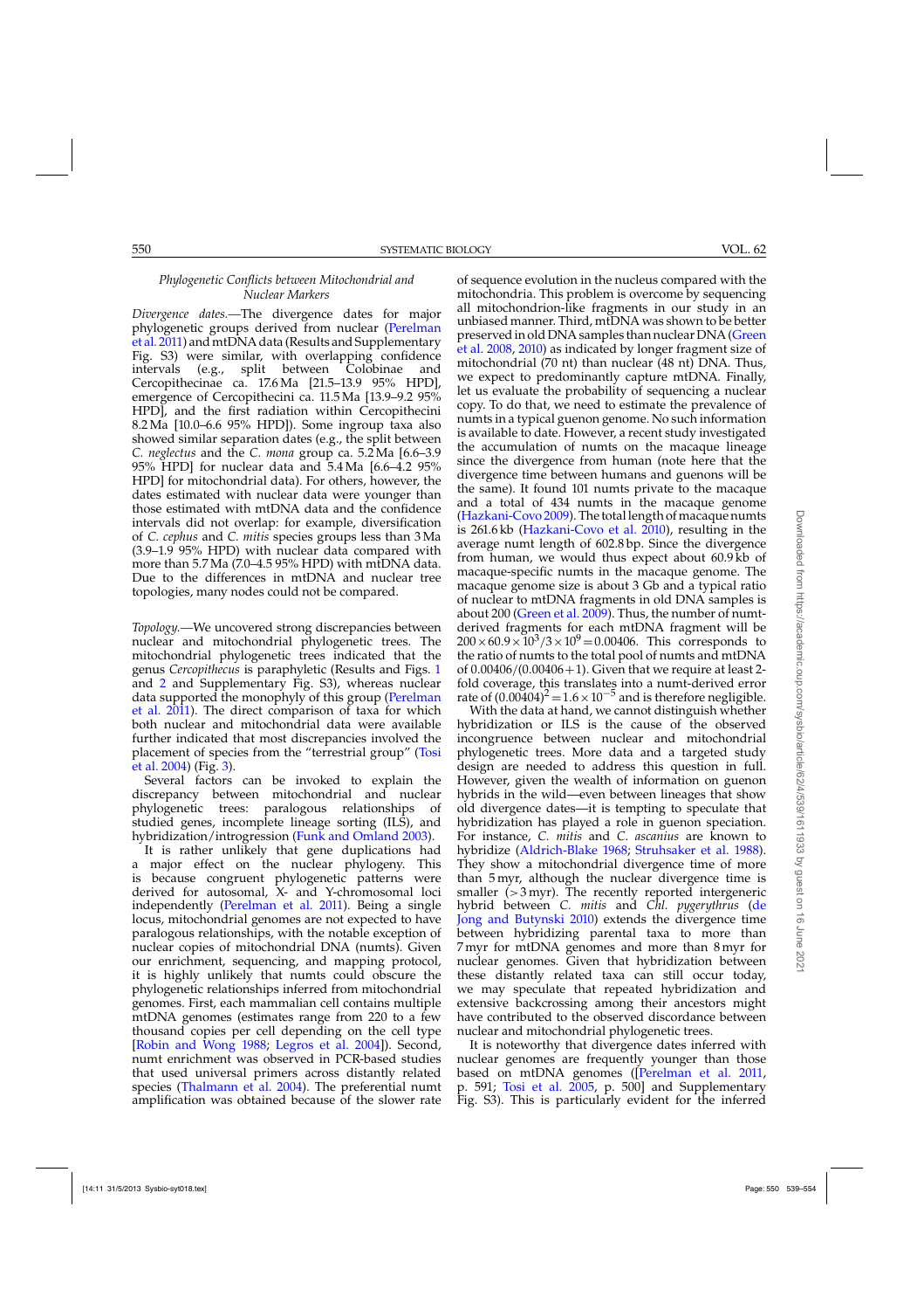### *Phylogenetic Conflicts between Mitochondrial and Nuclear Markers*

*Divergence dates.*—The divergence dates for major phylogenetic groups derived from nuclear (Perelman et al. 2011) and mtDNA data (Results and Supplementary Fig. S3) were similar, with overlapping confidence intervals (e.g., split between Colobinae and Cercopithecinae ca. 17.6 Ma [21.5–13.9 95% HPD], emergence of Cercopithecini ca. 11.5 Ma [13.9–9.2 95% HPD], and the first radiation within Cercopithecini 8.2 Ma [10.0–6.6 95% HPD]). Some ingroup taxa also showed similar separation dates (e.g., the split between *C. neglectus* and the *C. mona* group ca. 5.2 Ma [6.6–3.9 95% HPD] for nuclear data and 5.4 Ma [6.6–4.2 95% HPD] for mitochondrial data). For others, however, the dates estimated with nuclear data were younger than those estimated with mtDNA data and the confidence intervals did not overlap: for example, diversification of *C. cephus* and *C. mitis* species groups less than 3 Ma (3.9–1.9 95% HPD) with nuclear data compared with more than 5.7 Ma (7.0–4.5 95% HPD) with mtDNA data. Due to the differences in mtDNA and nuclear tree topologies, many nodes could not be compared.

*Topology.*—We uncovered strong discrepancies between nuclear and mitochondrial phylogenetic trees. The mitochondrial phylogenetic trees indicated that the genus *Cercopithecus* is paraphyletic (Results and Figs. 1 and 2 and Supplementary Fig. S3), whereas nuclear data supported the monophyly of this group (Perelman et al. 2011). The direct comparison of taxa for which both nuclear and mitochondrial data were available further indicated that most discrepancies involved the placement of species from the "terrestrial group" (Tosi et al. 2004) (Fig. 3).

Several factors can be invoked to explain the discrepancy between mitochondrial and nuclear phylogenetic trees: paralogous relationships of studied genes, incomplete lineage sorting (ILS), and hybridization/introgression (Funk and Omland 2003).

It is rather unlikely that gene duplications had a major effect on the nuclear phylogeny. This is because congruent phylogenetic patterns were derived for autosomal, X- and Y-chromosomal loci independently (Perelman et al. 2011). Being a single locus, mitochondrial genomes are not expected to have paralogous relationships, with the notable exception of nuclear copies of mitochondrial DNA (numts). Given our enrichment, sequencing, and mapping protocol, it is highly unlikely that numts could obscure the phylogenetic relationships inferred from mitochondrial genomes. First, each mammalian cell contains multiple mtDNA genomes (estimates range from 220 to a few thousand copies per cell depending on the cell type [Robin and Wong 1988; Legros et al. 2004]). Second, numt enrichment was observed in PCR-based studies that used universal primers across distantly related species (Thalmann et al. 2004). The preferential numt amplification was obtained because of the slower rate of sequence evolution in the nucleus compared with the mitochondria. This problem is overcome by sequencing all mitochondrion-like fragments in our study in an unbiased manner. Third, mtDNA was shown to be better preserved in old DNA samples than nuclear DNA (Green et al. 2008, 2010) as indicated by longer fragment size of mitochondrial (70 nt) than nuclear (48 nt) DNA. Thus, we expect to predominantly capture mtDNA. Finally, let us evaluate the probability of sequencing a nuclear copy. To do that, we need to estimate the prevalence of numts in a typical guenon genome. No such information is available to date. However, a recent study investigated the accumulation of numts on the macaque lineage since the divergence from human (note here that the divergence time between humans and guenons will be the same). It found 101 numts private to the macaque and a total of 434 numts in the macaque genome (Hazkani-Covo 2009). The total length of macaque numts is 261.6 kb (Hazkani-Covo et al. 2010), resulting in the average numt length of 602.8 bp. Since the divergence from human, we would thus expect about 60.9 kb of macaque-specific numts in the macaque genome. The macaque genome size is about 3 Gb and a typical ratio of nuclear to mtDNA fragments in old DNA samples is about 200 (Green et al. 2009). Thus, the number of numt-derived fragments for each mtDNA fragment will be $200 \times 60.9 \times 10^3/3 \times 10^9 = 0.00406$. This corresponds to the ratio of numts to the total pool of numts and mtDNA of $0.00406/(0.00406+1)$. Given that we require at least 2-fold coverage, this translates into a numt-derived error rate of $(0.00404)^2 = 1.6 \times 10^{-5}$ and is therefore negligible.

With the data at hand, we cannot distinguish whether hybridization or ILS is the cause of the observed incongruence between nuclear and mitochondrial phylogenetic trees. More data and a targeted study design are needed to address this question in full. However, given the wealth of information on guenon hybrids in the wild—even between lineages that show old divergence dates—it is tempting to speculate that hybridization has played a role in guenon speciation. For instance, *C. mitis* and *C. ascanius* are known to hybridize (Aldrich-Blake 1968; Struhsaker et al. 1988). They show a mitochondrial divergence time of more than 5 myr, although the nuclear divergence time is smaller (>3 myr). The recently reported intergeneric hybrid between *C. mitis* and *Chl. pygerythrus* (de Jong and Butynski 2010) extends the divergence time between hybridizing parental taxa to more than 7 myr for mtDNA genomes and more than 8 myr for nuclear genomes. Given that hybridization between these distantly related taxa can still occur today, we may speculate that repeated hybridization and extensive backcrossing among their ancestors might have contributed to the observed discordance between nuclear and mitochondrial phylogenetic trees.

It is noteworthy that divergence dates inferred with nuclear genomes are frequently younger than those based on mtDNA genomes ([Perelman et al. 2011, p. 591; Tosi et al. 2005, p. 500] and Supplementary Fig. S3). This is particularly evident for the inferred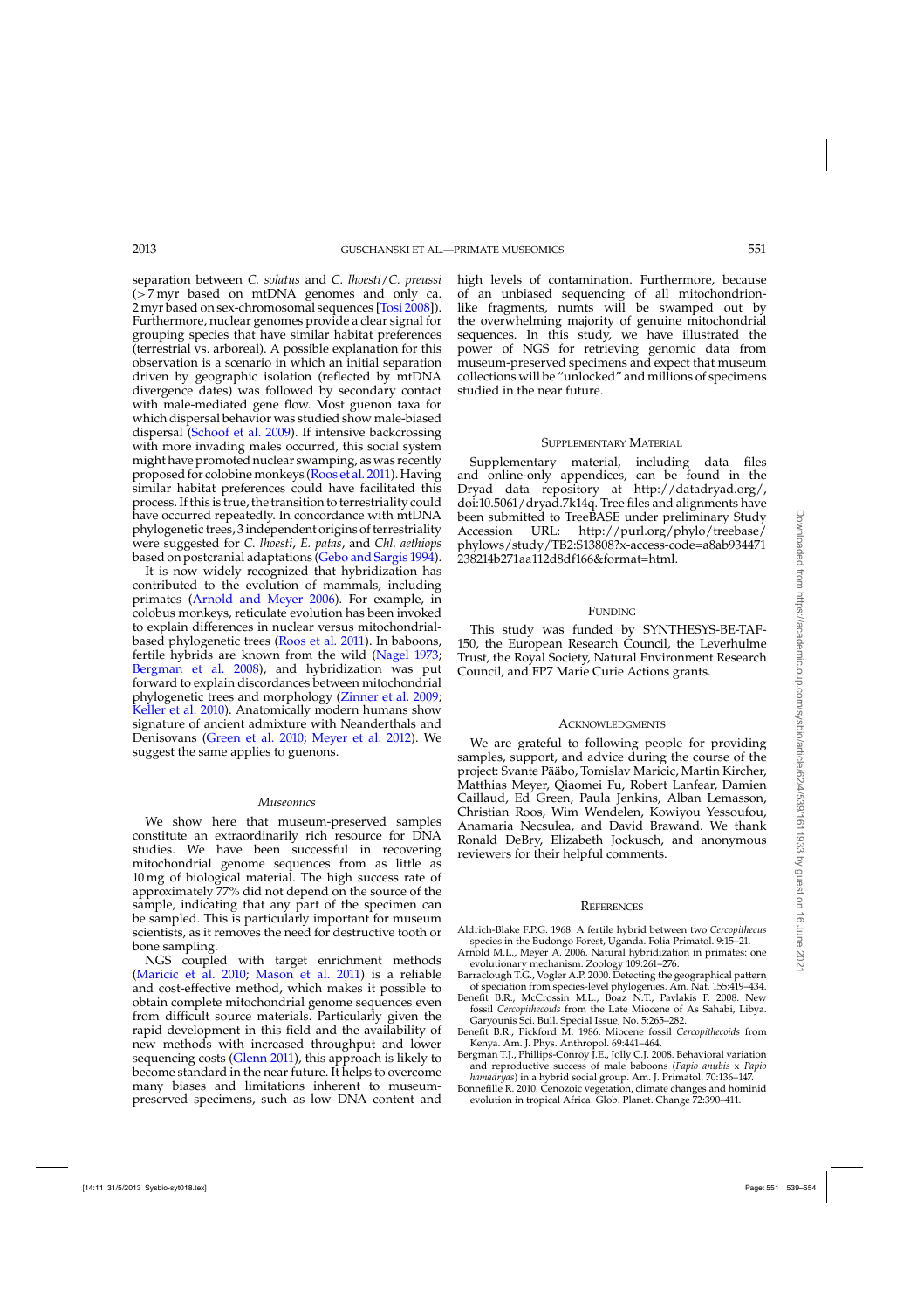separation between *C. solatus* and *C. lhoesti*/*C. preussi* (>7 myr based on mtDNA genomes and only ca. 2 myr based on sex-chromosomal sequences [Tosi 2008]). Furthermore, nuclear genomes provide a clear signal for grouping species that have similar habitat preferences (terrestrial vs. arboreal). A possible explanation for this observation is a scenario in which an initial separation driven by geographic isolation (reflected by mtDNA divergence dates) was followed by secondary contact with male-mediated gene flow. Most guenon taxa for which dispersal behavior was studied show male-biased dispersal (Schoof et al. 2009). If intensive backcrossing with more invading males occurred, this social system might have promoted nuclear swamping, as was recently proposed for colobine monkeys (Roos et al. 2011). Having similar habitat preferences could have facilitated this process. If this is true, the transition to terrestriality could have occurred repeatedly. In concordance with mtDNA phylogenetic trees, 3 independent origins of terrestriality were suggested for *C. lhoesti*, *E. patas*, and *Chl. aethiops* based on postcranial adaptations (Gebo and Sargis 1994).

It is now widely recognized that hybridization has contributed to the evolution of mammals, including primates (Arnold and Meyer 2006). For example, in colobus monkeys, reticulate evolution has been invoked to explain differences in nuclear versus mitochondrial-based phylogenetic trees (Roos et al. 2011). In baboons, fertile hybrids are known from the wild (Nagel 1973; Bergman et al. 2008), and hybridization was put forward to explain discordances between mitochondrial phylogenetic trees and morphology (Zinner et al. 2009; Keller et al. 2010). Anatomically modern humans show signature of ancient admixture with Neanderthals and Denisovans (Green et al. 2010; Meyer et al. 2012). We suggest the same applies to guenons.

### *Museomics*

We show here that museum-preserved samples constitute an extraordinarily rich resource for DNA studies. We have been successful in recovering mitochondrial genome sequences from as little as 10 mg of biological material. The high success rate of approximately 77% did not depend on the source of the sample, indicating that any part of the specimen can be sampled. This is particularly important for museum scientists, as it removes the need for destructive tooth or bone sampling.

NGS coupled with target enrichment methods (Maricic et al. 2010; Mason et al. 2011) is a reliable and cost-effective method, which makes it possible to obtain complete mitochondrial genome sequences even from difficult source materials. Particularly given the rapid development in this field and the availability of new methods with increased throughput and lower sequencing costs (Glenn 2011), this approach is likely to become standard in the near future. It helps to overcome many biases and limitations inherent to museum-preserved specimens, such as low DNA content and high levels of contamination. Furthermore, because of an unbiased sequencing of all mitochondrion-like fragments, numts will be swamped out by the overwhelming majority of genuine mitochondrial sequences. In this study, we have illustrated the power of NGS for retrieving genomic data from museum-preserved specimens and expect that museum collections will be "unlocked" and millions of specimens studied in the near future.

## Supplementary Material

Supplementary material, including data files and online-only appendices, can be found in the Dryad data repository at http://datadryad.org/, doi:10.5061/dryad.7k14q. Tree files and alignments have been submitted to TreeBASE under preliminary Study Accession URL: http://purl.org/phylo/treebase/phylows/study/TB2:S13808?x-access-code=a8ab934471238214b271aa112d8df166&format=html.

## Funding

This study was funded by SYNTHESYS-BE-TAF-150, the European Research Council, the Leverhulme Trust, the Royal Society, Natural Environment Research Council, and FP7 Marie Curie Actions grants.

## Acknowledgments

We are grateful to following people for providing samples, support, and advice during the course of the project: Svante Pääbo, Tomislav Maricic, Martin Kircher, Matthias Meyer, Qiaomei Fu, Robert Lanfear, Damien Caillaud, Ed Green, Paula Jenkins, Alban Lemasson, Christian Roos, Wim Wendelen, Kowiyou Yessoufou, Anamaria Necsulea, and David Brawand. We thank Ronald DeBry, Elizabeth Jockusch, and anonymous reviewers for their helpful comments.

## References

Aldrich-Blake F.P.G. 1968. A fertile hybrid between two *Cercopithecus* species in the Budongo Forest, Uganda. Folia Primatol. 9:15–21.

Arnold M.L., Meyer A. 2006. Natural hybridization in primates: one evolutionary mechanism. Zoology 109:261–276.

Barraclough T.G., Vogler A.P. 2000. Detecting the geographical pattern of speciation from species-level phylogenies. Am. Nat. 155:419–434.

Benefit B.R., McCrossin M.L., Boaz N.T., Pavlakis P. 2008. New fossil *Cercopithecoids* from the Late Miocene of As Sahabi, Libya. Garyounis Sci. Bull. Special Issue, No. 5:265–282.

Benefit B.R., Pickford M. 1986. Miocene fossil *Cercopithecoids* from Kenya. Am. J. Phys. Anthropol. 69:441–464.

Bergman T.J., Phillips-Conroy J.E., Jolly C.J. 2008. Behavioral variation and reproductive success of male baboons (*Papio anubis* x *Papio hamadryas*) in a hybrid social group. Am. J. Primatol. 70:136–147.

Bonnefille R. 2010. Cenozoic vegetation, climate changes and hominid evolution in tropical Africa. Glob. Planet. Change 72:390–411.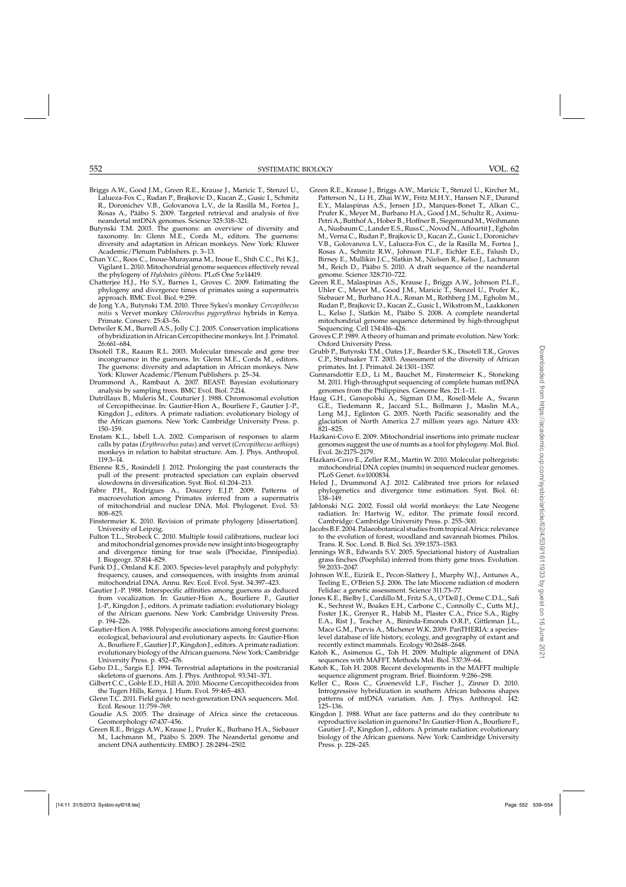Briggs A.W., Good J.M., Green R.E., Krause J., Maricic T., Stenzel U., Lalueza-Fox C., Rudan P., Brajkovic D., Kucan Z., Gusic I., Schmitz R., Doronichev V.B., Golovanova L.V., de la Rasilla M., Fortea J., Rosas A., Pääbo S. 2009. Targeted retrieval and analysis of five neandertal mtDNA genomes. Science 325:318–321.

Butynski T.M. 2003. The guenons: an overview of diversity and taxonomy. In: Glenn M.E., Cords M., editors. The guenons: diversity and adaptation in African monkeys. New York: Kluwer Academic/Plenum Publishers. p. 3–13.

Chan Y.C., Roos C., Inoue-Murayama M., Inoue E., Shih C.C., Pei K.J., Vigilant L. 2010. Mitochondrial genome sequences effectively reveal the phylogeny of *Hylobates gibbons*. PLoS One 5:e14419.

Chatterjee H.J., Ho S.Y., Barnes I., Groves C. 2009. Estimating the phylogeny and divergence times of primates using a supermatrix approach. BMC Evol. Biol. 9:259.

de Jong Y.A., Butynski T.M. 2010. Three Sykes's monkey *Cercopithecus mitis* x Vervet monkey *Chlorocebus pygerythrus* hybrids in Kenya. Primate. Conserv. 25:43–56.

Detwiler K.M., Burrell A.S., Jolly C.J. 2005. Conservation implications of hybridization in African Cercopithecine monkeys. Int. J. Primatol. 26:661–684.

Disotell T.R., Raaum R.L. 2003. Molecular timescale and gene tree incongruence in the guenons. In: Glenn M.E., Cords M., editors. The guenons: diversity and adaptation in African monkeys. New York: Kluwer Academic/Plenum Publishers. p. 25–34.

Drummond A., Rambaut A. 2007. BEAST: Bayesian evolutionary analysis by sampling trees. BMC Evol. Biol. 7:214.

Dutrillaux B., Muleris M., Couturier J. 1988. Chromosomal evolution of Cercopithecinae. In: Gautier-Hion A., Bourliere F., Gautier J.-P., Kingdon J., editors. A primate radiation: evolutionary biology of the African guenons. New York: Cambridge University Press. p. 150–159.

Enstam K.L., Isbell L.A. 2002. Comparison of responses to alarm calls by patas (*Erythrocebus patas*) and vervet (*Cercopithecus aethiops*) monkeys in relation to habitat structure. Am. J. Phys. Anthropol. 119:3–14.

Etienne R.S., Rosindell J. 2012. Prolonging the past counteracts the pull of the present: protracted speciation can explain observed slowdowns in diversification. Syst. Biol. 61:204–213.

Fabre P.H., Rodrigues A., Douzery E.J.P. 2009. Patterns of macroevolution among Primates inferred from a supermatrix of mitochondrial and nuclear DNA. Mol. Phylogenet. Evol. 53: 808–825.

Finstermeier K. 2010. Revision of primate phylogeny [dissertation]. University of Leipzig.

Fulton T.L., Strobeck C. 2010. Multiple fossil calibrations, nuclear loci and mitochondrial genomes provide new insight into biogeography and divergence timing for true seals (Phocidae, Pinnipedia). J. Biogeogr. 37:814–829.

Funk D.J., Omland K.E. 2003. Species-level paraphyly and polyphyly: frequency, causes, and consequences, with insights from animal mitochondrial DNA. Annu. Rev. Ecol. Evol. Syst. 34:397–423.

Gautier J.-P. 1988. Interspecific affinities among guenons as deduced from vocalization. In: Gautier-Hion A., Bourliere F., Gautier J.-P., Kingdon J., editors. A primate radiation: evolutionary biology of the African guenons. New York: Cambridge University Press. p. 194–226.

Gautier-Hion A. 1988. Polyspecific associations among forest guenons: ecological, behavioural and evolutionary aspects. In: Gautier-Hion A., Bourliere F., Gautier J.P., Kingdon J., editors. A primate radiation: evolutionary biology of the African guenons. New York: Cambridge University Press. p. 452–476.

Gebo D.L., Sargis E.J. 1994. Terrestrial adaptations in the postcranial skeletons of guenons. Am. J. Phys. Anthropol. 93:341–371.

Gilbert C.C., Goble E.D., Hill A. 2010. Miocene Cercopithecoidea from the Tugen Hills, Kenya. J. Hum. Evol. 59:465–483.

Glenn T.C. 2011. Field guide to next-generation DNA sequencers. Mol. Ecol. Resour. 11:759–769.

Goudie A.S. 2005. The drainage of Africa since the cretaceous. Geomorphology 67:437–456.

Green R.E., Briggs A.W., Krause J., Prufer K., Burbano H.A., Siebauer M., Lachmann M., Pääbo S. 2009. The Neandertal genome and ancient DNA authenticity. EMBO J. 28:2494–2502.

Green R.E., Krause J., Briggs A.W., Maricic T., Stenzel U., Kircher M., Patterson N., Li H., Zhai W.W., Fritz M.H.Y., Hansen N.F., Durand E.Y., Malaspinas A.S., Jensen J.D., Marques-Bonet T., Alkan C., Prufer K., Meyer M., Burbano H.A., Good J.M., Schultz R., Aximu-Petri A., Butthof A., Hober B., Hoffner B., Siegemund M., Weihmann A., Nusbaum C., Lander E.S., Russ C., Novod N., Affourtit J., Egholm M., Verna C., Rudan P., Brajkovic D., Kucan Z., Gusic I., Doronichev V.B., Golovanova L.V., Lalueza-Fox C., de la Rasilla M., Fortea J., Rosas A., Schmitz R.W., Johnson P.L.F., Eichler E.E., Falush D., Birney E., Mullikin J.C., Slatkin M., Nielsen R., Kelso J., Lachmann M., Reich D., Pääbo S. 2010. A draft sequence of the neandertal genome. Science 328:710–722.

Green R.E., Malaspinas A.S., Krause J., Briggs A.W., Johnson P.L.F., Uhler C., Meyer M., Good J.M., Maricic T., Stenzel U., Prufer K., Siebauer M., Burbano H.A., Ronan M., Rothberg J.M., Egholm M., Rudan P., Brajkovic D., Kucan Z., Gusic I., Wikstrom M., Laakkonen L., Kelso J., Slatkin M., Pääbo S. 2008. A complete neandertal mitochondrial genome sequence determined by high-throughput Sequencing. Cell 134:416–426.

Groves C.P. 1989. A theory of human and primate evolution. New York: Oxford University Press.

Grubb P., Butynski T.M., Oates J.F., Bearder S.K., Disotell T.R., Groves C.P., Struhsaker T.T. 2003. Assessment of the diversity of African primates. Int. J. Primatol. 24:1301–1357.

Gunnarsdottir E.D., Li M., Bauchet M., Finstermeier K., Stoneking M. 2011. High-throughput sequencing of complete human mtDNA genomes from the Philippines. Genome Res. 21:1–11.

Haug G.H., Ganopolski A., Sigman D.M., Rosell-Mele A., Swann G.E., Tiedemann R., Jaccard S.L., Bollmann J., Maslin M.A., Leng M.J., Eglinton G. 2005. North Pacific seasonality and the glaciation of North America 2.7 million years ago. Nature 433: 821–825.

Hazkani-Covo E. 2009. Mitochondrial insertions into primate nuclear genomes suggest the use of numts as a tool for phylogeny. Mol. Biol. Evol. 26:2175–2179.

Hazkani-Covo E., Zeller R.M., Martin W. 2010. Molecular poltergeists: mitochondrial DNA copies (numts) in sequenced nuclear genomes. PLoS Genet. 6:e1000834.

Heled J., Drummond A.J. 2012. Calibrated tree priors for relaxed phylogenetics and divergence time estimation. Syst. Biol. 61: 138–149.

Jablonski N.G. 2002. Fossil old world monkeys: the Late Neogene radiation. In: Hartwig W., editor. The primate fossil record. Cambridge: Cambridge University Press. p. 255–300.

Jacobs B.F. 2004. Palaeobotanical studies from tropical Africa: relevance to the evolution of forest, woodland and savannah biomes. Philos. Trans. R. Soc. Lond. B. Biol. Sci. 359:1573–1583.

Jennings W.B., Edwards S.V. 2005. Speciational history of Australian grass finches (Poephila) inferred from thirty gene trees. Evolution. 59:2033–2047.

Johnson W.E., Eizirik E., Pecon-Slattery J., Murphy W.J., Antunes A., Teeling E., O'Brien S.J. 2006. The late Miocene radiation of modern Felidae: a genetic assessment. Science 311:73–77.

Jones K.E., Bielby J., Cardillo M., Fritz S.A., O'Dell J., Orme C.D.L., Safi K., Sechrest W., Boakes E.H., Carbone C., Connolly C., Cutts M.J., Foster J.K., Grenyer R., Habib M., Plaster C.A., Price S.A., Rigby E.A., Rist J., Teacher A., Bininda-Emonds O.R.P., Gittleman J.L., Mace G.M., Purvis A., Michener W.K. 2009. PanTHERIA: a species-level database of life history, ecology, and geography of extant and recently extinct mammals. Ecology 90:2648–2648.

Katoh K., Asimenos G., Toh H. 2009. Multiple alignment of DNA sequences with MAFFT. Methods Mol. Biol. 537:39–64.

Katoh K., Toh H. 2008. Recent developments in the MAFFT multiple sequence alignment program. Brief. Bioinform. 9:286–298.

Keller C., Roos C., Groeneveld L.F., Fischer J., Zinner D. 2010. Introgressive hybridization in southern African baboons shapes patterns of mtDNA variation. Am. J. Phys. Anthropol. 142: 125–136.

Kingdon J. 1988. What are face patterns and do they contribute to reproductive isolation in guenons? In: Gautier-Hion A., Bourliere F., Gautier J.-P., Kingdon J., editors. A primate radiation: evolutionary biology of the African guenons. New York: Cambridge University Press. p. 228–245.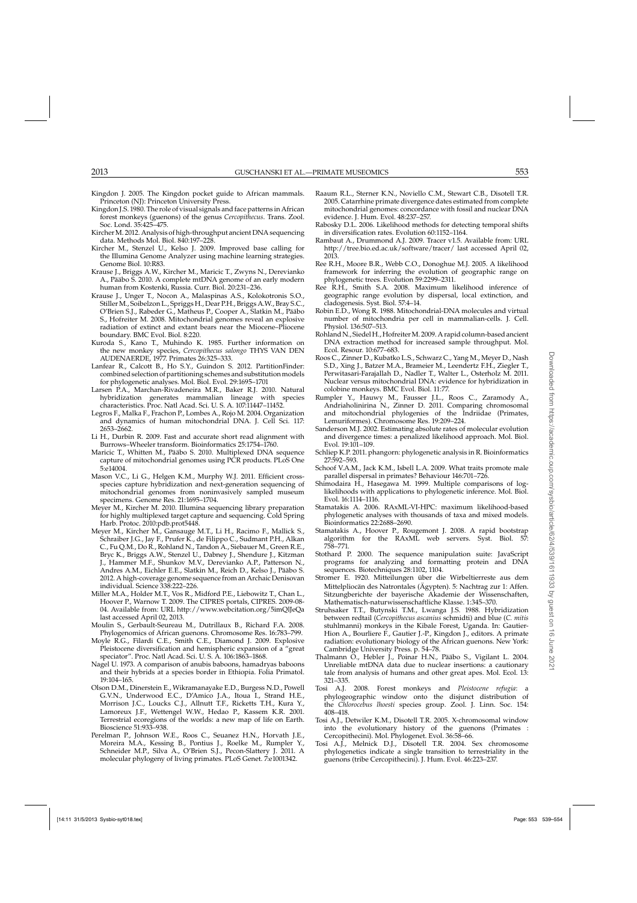Kingdon J. 2005. The Kingdon pocket guide to African mammals. Princeton (NJ): Princeton University Press.

Kingdon J.S. 1980. The role of visual signals and face patterns in African forest monkeys (guenons) of the genus *Cercopithecus*. Trans. Zool. Soc. Lond. 35:425–475.

Kircher M. 2012. Analysis of high-throughput ancient DNA sequencing data. Methods Mol. Biol. 840:197–228.

Kircher M., Stenzel U., Kelso J. 2009. Improved base calling for the Illumina Genome Analyzer using machine learning strategies. Genome Biol. 10:R83.

Krause J., Briggs A.W., Kircher M., Maricic T., Zwyns N., Derevianko A., Pääbo S. 2010. A complete mtDNA genome of an early modern human from Kostenki, Russia. Curr. Biol. 20:231–236.

Krause J., Unger T., Nocon A., Malaspinas A.S., Kolokotronis S.O., Stiller M., Soibelzon L., Spriggs H., Dear P.H., Briggs A.W., Bray S.C., O'Brien S.J., Rabeder G., Matheus P., Cooper A., Slatkin M., Pääbo S., Hofreiter M. 2008. Mitochondrial genomes reveal an explosive radiation of extinct and extant bears near the Miocene–Pliocene boundary. BMC Evol. Biol. 8:220.

Kuroda S., Kano T., Muhindo K. 1985. Further information on the new monkey species, *Cercopithecus salongo* THYS VAN DEN AUDENAERDE, 1977. Primates 26:325–333.

Lanfear R., Calcott B., Ho S.Y., Guindon S. 2012. PartitionFinder: combined selection of partitioning schemes and substitution models for phylogenetic analyses. Mol. Biol. Evol. 29:1695–1701

Larsen P.A., Marchan-Rivadeneira M.R., Baker R.J. 2010. Natural hybridization generates mammalian lineage with species characteristics. Proc. Natl Acad. Sci. U. S. A. 107:11447–11452.

Legros F., Malka F., Frachon P., Lombes A., Rojo M. 2004. Organization and dynamics of human mitochondrial DNA. J. Cell Sci. 117: 2653–2662.

Li H., Durbin R. 2009. Fast and accurate short read alignment with Burrows–Wheeler transform. Bioinformatics 25:1754–1760.

Maricic T., Whitten M., Pääbo S. 2010. Multiplexed DNA sequence capture of mitochondrial genomes using PCR products. PLoS One 5:e14004.

Mason V.C., Li G., Helgen K.M., Murphy W.J. 2011. Efficient cross-species capture hybridization and next-generation sequencing of mitochondrial genomes from noninvasively sampled museum specimens. Genome Res. 21:1695–1704.

Meyer M., Kircher M. 2010. Illumina sequencing library preparation for highly multiplexed target capture and sequencing. Cold Spring Harb. Protoc. 2010:pdb.prot5448.

Meyer M., Kircher M., Gansauge M.T., Li H., Racimo F., Mallick S., Schraiber J.G., Jay F., Prufer K., de Filippo C., Sudmant P.H., Alkan C., Fu Q.M., Do R., Rohland N., Tandon A., Siebauer M., Green R.E., Bryc K., Briggs A.W., Stenzel U., Dabney J., Shendure J., Kitzman J., Hammer M.F., Shunkov M.V., Derevianko A.P., Patterson N., Andres A.M., Eichler E.E., Slatkin M., Reich D., Kelso J., Pääbo S. 2012. A high-coverage genome sequence from an Archaic Denisovan individual. Science 338:222–226.

Miller M.A., Holder M.T., Vos R., Midford P.E., Liebowitz T., Chan L., Hoover P., Warnow T. 2009. The CIPRES portals, CIPRES. 2009-08-04. Available from: URL http://www.webcitation.org/5imQlJeQa last accessed April 02, 2013.

Moulin S., Gerbault-Seureau M., Dutrillaux B., Richard F.A. 2008. Phylogenomics of African guenons. Chromosome Res. 16:783–799.

Moyle R.G., Filardi C.E., Smith C.E., Diamond J. 2009. Explosive Pleistocene diversification and hemispheric expansion of a "great speciator". Proc. Natl Acad. Sci. U. S. A. 106:1863–1868.

Nagel U. 1973. A comparison of anubis baboons, hamadryas baboons and their hybrids at a species border in Ethiopia. Folia Primatol. 19:104–165.

Olson D.M., Dinerstein E., Wikramanayake E.D., Burgess N.D., Powell G.V.N., Underwood E.C., D'Amico J.A., Itoua I., Strand H.E., Morrison J.C., Loucks C.J., Allnutt T.F., Ricketts T.H., Kura Y., Lamoreux J.F., Wettengel W.W., Hedao P., Kassem K.R. 2001. Terrestrial ecoregions of the worlds: a new map of life on Earth. Bioscience 51:933–938.

Perelman P., Johnson W.E., Roos C., Seuanez H.N., Horvath J.E., Moreira M.A., Kessing B., Pontius J., Roelke M., Rumpler Y., Schneider M.P., Silva A., O'Brien S.J., Pecon-Slattery J. 2011. A molecular phylogeny of living primates. PLoS Genet. 7:e1001342.

Raaum R.L., Sterner K.N., Noviello C.M., Stewart C.B., Disotell T.R. 2005. Catarrhine primate divergence dates estimated from complete mitochondrial genomes: concordance with fossil and nuclear DNA evidence. J. Hum. Evol. 48:237–257.

Rabosky D.L. 2006. Likelihood methods for detecting temporal shifts in diversification rates. Evolution 60:1152–1164.

Rambaut A., Drummond A.J. 2009. Tracer v1.5. Available from: URL http://tree.bio.ed.ac.uk/software/tracer/ last accessed April 02, 2013.

Ree R.H., Moore B.R., Webb C.O., Donoghue M.J. 2005. A likelihood framework for inferring the evolution of geographic range on phylogenetic trees. Evolution 59:2299–2311.

Ree R.H., Smith S.A. 2008. Maximum likelihood inference of geographic range evolution by dispersal, local extinction, and cladogenesis. Syst. Biol. 57:4–14.

Robin E.D., Wong R. 1988. Mitochondrial-DNA molecules and virtual number of mitochondria per cell in mammalian-cells. J. Cell. Physiol. 136:507–513.

Rohland N., Siedel H., Hofreiter M. 2009. A rapid column-based ancient DNA extraction method for increased sample throughput. Mol. Ecol. Resour. 10:677–683.

Roos C., Zinner D., Kubatko L.S., Schwarz C., Yang M., Meyer D., Nash S.D., Xing J., Batzer M.A., Brameier M., Leendertz F.H., Ziegler T., Perwitasari-Farajallah D., Nadler T., Walter L., Osterholz M. 2011. Nuclear versus mitochondrial DNA: evidence for hybridization in colobine monkeys. BMC Evol. Biol. 11:77.

Rumpler Y., Hauwy M., Fausser J.L., Roos C., Zaramody A., Andriaholinirina N., Zinner D. 2011. Comparing chromosomal and mitochondrial phylogenies of the Indriidae (Primates, Lemuriformes). Chromosome Res. 19:209–224.

Sanderson M.J. 2002. Estimating absolute rates of molecular evolution and divergence times: a penalized likelihood approach. Mol. Biol. Evol. 19:101–109.

Schliep K.P. 2011. phangorn: phylogenetic analysis in R. Bioinformatics 27:592–593.

Schoof V.A.M., Jack K.M., Isbell L.A. 2009. What traits promote male parallel dispersal in primates? Behaviour 146:701–726.

Shimodaira H., Hasegawa M. 1999. Multiple comparisons of log-likelihoods with applications to phylogenetic inference. Mol. Biol. Evol. 16:1114–1116.

Stamatakis A. 2006. RAxML-VI-HPC: maximum likelihood-based phylogenetic analyses with thousands of taxa and mixed models. Bioinformatics 22:2688–2690.

Stamatakis A., Hoover P., Rougemont J. 2008. A rapid bootstrap algorithm for the RAxML web servers. Syst. Biol. 57: 758–771.

Stothard P. 2000. The sequence manipulation suite: JavaScript programs for analyzing and formatting protein and DNA sequences. Biotechniques 28:1102, 1104.

Stromer E. 1920. Mitteilungen über die Wirbeltierreste aus dem Mittelpliocän des Natrontales (Ägypten). 5: Nachtrag zur 1: Affen. Sitzungberichte der bayerische Akademie der Wissenschaften, Mathematisch-naturwissenschaftliche Klasse. 1:345–370.

Struhsaker T.T., Butynski T.M., Lwanga J.S. 1988. Hybridization between redtail (*Cercopithecus ascanius* schmidti) and blue (*C. mitis* stuhlmanni) monkeys in the Kibale Forest, Uganda. In: Gautier-Hion A., Bourliere F., Gautier J.-P., Kingdon J., editors. A primate radiation: evolutionary biology of the African guenons. New York: Cambridge University Press. p. 54–78.

Thalmann O., Hebler J., Poinar H.N., Pääbo S., Vigilant L. 2004. Unreliable mtDNA data due to nuclear insertions: a cautionary tale from analysis of humans and other great apes. Mol. Ecol. 13: 321–335.

Tosi A.J. 2008. Forest monkeys and *Pleistocene refugia*: a phylogeographic window onto the disjunct distribution of the *Chlorocebus lhoesti* species group. Zool. J. Linn. Soc. 154: 408–418.

Tosi A.J., Detwiler K.M., Disotell T.R. 2005. X-chromosomal window into the evolutionary history of the guenons (Primates : Cercopithecini). Mol. Phylogenet. Evol. 36:58–66.

Tosi A.J., Melnick D.J., Disotell T.R. 2004. Sex chromosome phylogenetics indicate a single transition to terrestriality in the guenons (tribe Cercopithecini). J. Hum. Evol. 46:223–237.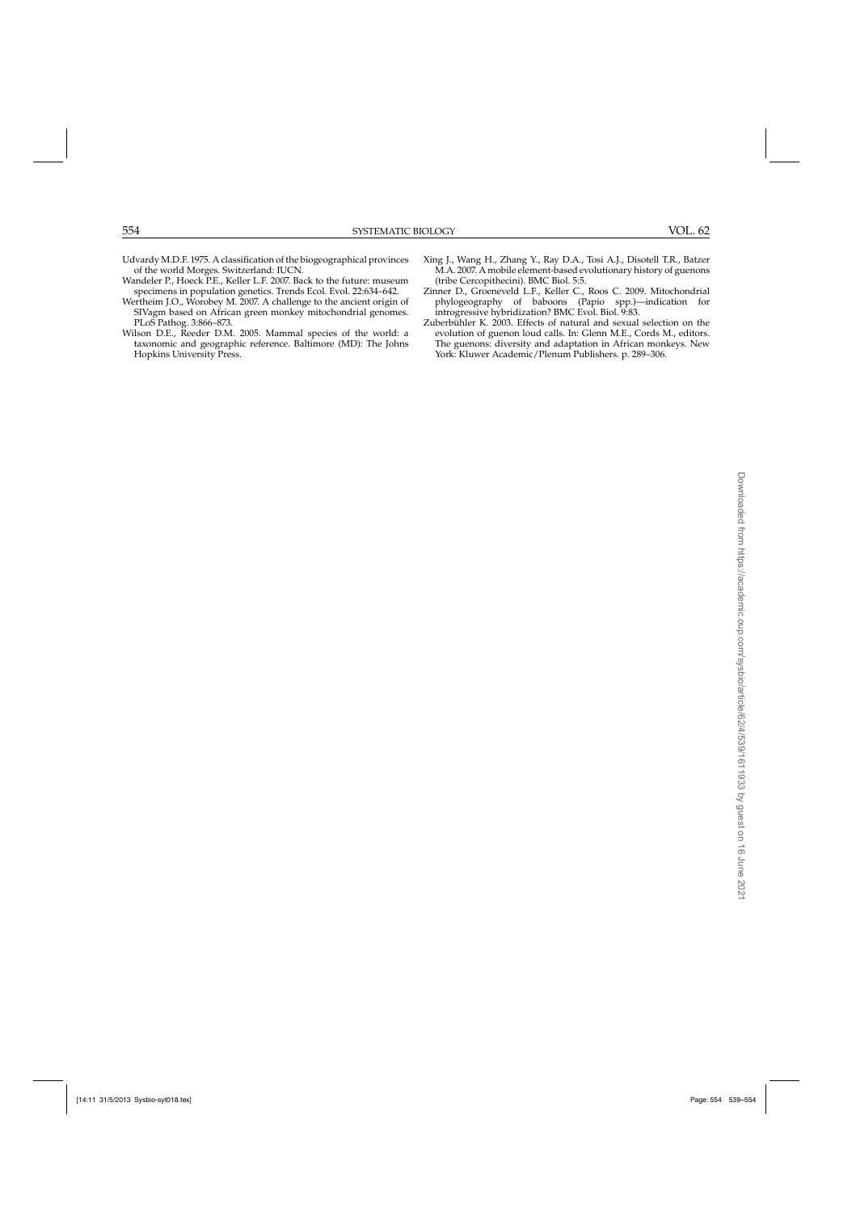Udvardy M.D.F. 1975. A classification of the biogeographical provinces of the world Morges. Switzerland: IUCN.

Wandeler P., Hoeck P.E., Keller L.F. 2007. Back to the future: museum specimens in population genetics. Trends Ecol. Evol. 22:634–642.

Wertheim J.O., Worobey M. 2007. A challenge to the ancient origin of SIVagm based on African green monkey mitochondrial genomes. PLoS Pathog. 3:866–873.

Wilson D.E., Reeder D.M. 2005. Mammal species of the world: a taxonomic and geographic reference. Baltimore (MD): The Johns Hopkins University Press.

Xing J., Wang H., Zhang Y., Ray D.A., Tosi A.J., Disotell T.R., Batzer M.A. 2007. A mobile element-based evolutionary history of guenons (tribe Cercopithecini). BMC Biol. 5:5.

Zinner D., Groeneveld L.F., Keller C., Roos C. 2009. Mitochondrial phylogeography of baboons (Papio spp.)—indication for introgressive hybridization? BMC Evol. Biol. 9:83.

Zuberbühler K. 2003. Effects of natural and sexual selection on the evolution of guenon loud calls. In: Glenn M.E., Cords M., editors. The guenons: diversity and adaptation in African monkeys. New York: Kluwer Academic/Plenum Publishers. p. 289–306.